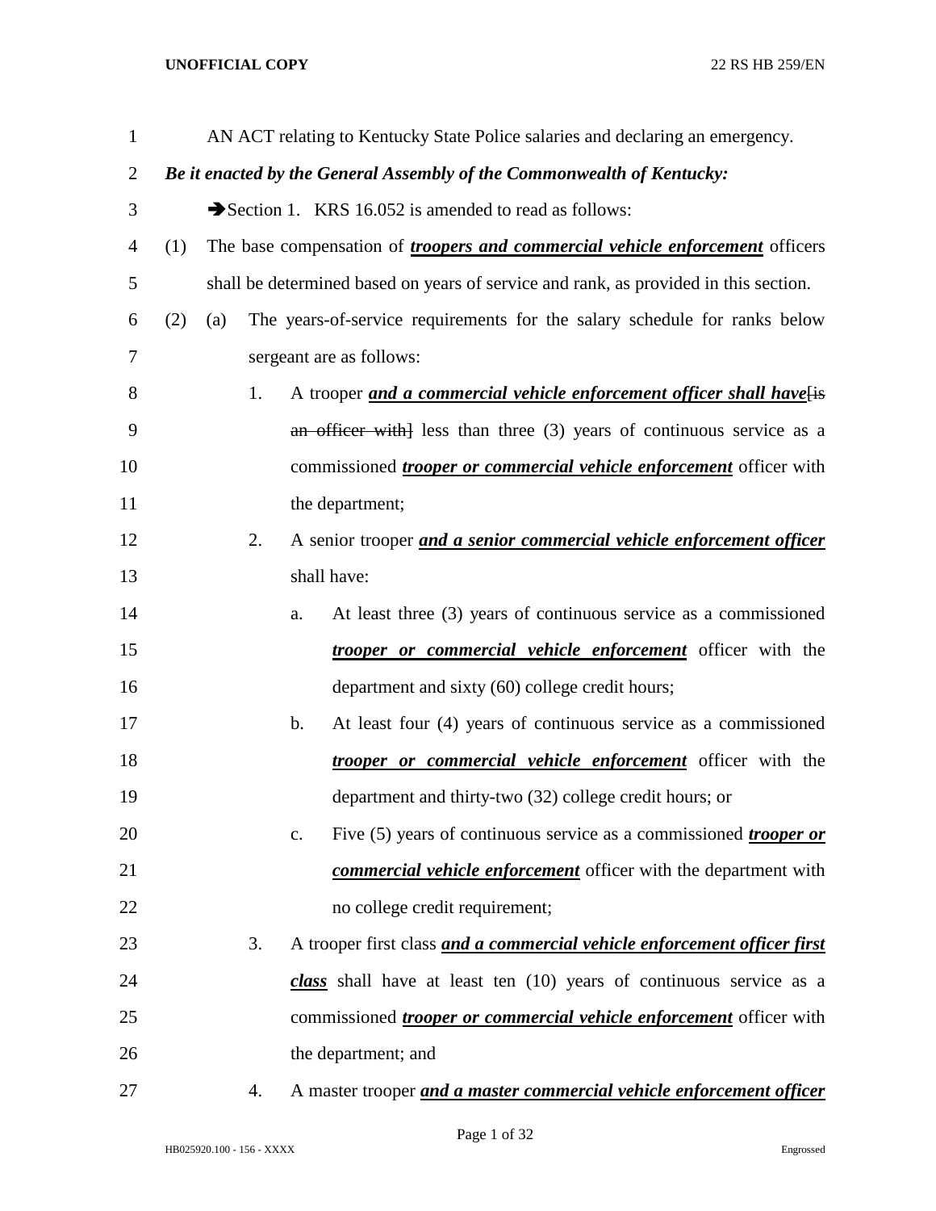AN ACT relating to Kentucky State Police salaries and declaring an emergency.

***Be it enacted by the General Assembly of the Commonwealth of Kentucky:***

➔Section 1. KRS 16.052 is amended to read as follows:

(1) The base compensation of ***troopers and commercial vehicle enforcement*** officers shall be determined based on years of service and rank, as provided in this section.

(2) (a) The years-of-service requirements for the salary schedule for ranks below sergeant are as follows:

1. A trooper ***and a commercial vehicle enforcement officer shall have***[~~is an officer with~~] less than three (3) years of continuous service as a commissioned ***trooper or commercial vehicle enforcement*** officer with the department;

2. A senior trooper ***and a senior commercial vehicle enforcement officer*** shall have:

   a. At least three (3) years of continuous service as a commissioned ***trooper or commercial vehicle enforcement*** officer with the department and sixty (60) college credit hours;

   b. At least four (4) years of continuous service as a commissioned ***trooper or commercial vehicle enforcement*** officer with the department and thirty-two (32) college credit hours; or

   c. Five (5) years of continuous service as a commissioned ***trooper or commercial vehicle enforcement*** officer with the department with no college credit requirement;

3. A trooper first class ***and a commercial vehicle enforcement officer first class*** shall have at least ten (10) years of continuous service as a commissioned ***trooper or commercial vehicle enforcement*** officer with the department; and

4. A master trooper ***and a master commercial vehicle enforcement officer***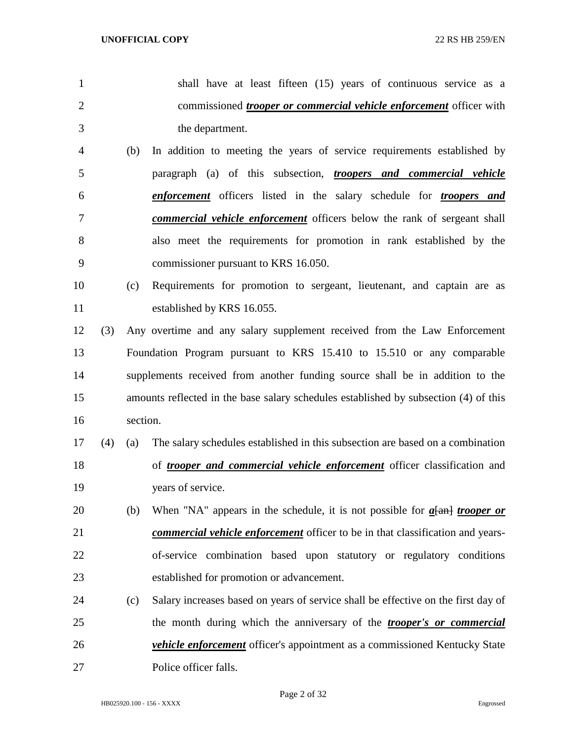shall have at least fifteen (15) years of continuous service as a commissioned ***trooper or commercial vehicle enforcement*** officer with the department.

(b) In addition to meeting the years of service requirements established by paragraph (a) of this subsection, ***troopers and commercial vehicle enforcement*** officers listed in the salary schedule for ***troopers and commercial vehicle enforcement*** officers below the rank of sergeant shall also meet the requirements for promotion in rank established by the commissioner pursuant to KRS 16.050.

(c) Requirements for promotion to sergeant, lieutenant, and captain are as established by KRS 16.055.

(3) Any overtime and any salary supplement received from the Law Enforcement Foundation Program pursuant to KRS 15.410 to 15.510 or any comparable supplements received from another funding source shall be in addition to the amounts reflected in the base salary schedules established by subsection (4) of this section.

(4) (a) The salary schedules established in this subsection are based on a combination of ***trooper and commercial vehicle enforcement*** officer classification and years of service.

(b) When "NA" appears in the schedule, it is not possible for ***a***~~[an]~~ ***trooper or commercial vehicle enforcement*** officer to be in that classification and years-of-service combination based upon statutory or regulatory conditions established for promotion or advancement.

(c) Salary increases based on years of service shall be effective on the first day of the month during which the anniversary of the ***trooper's or commercial vehicle enforcement*** officer's appointment as a commissioned Kentucky State Police officer falls.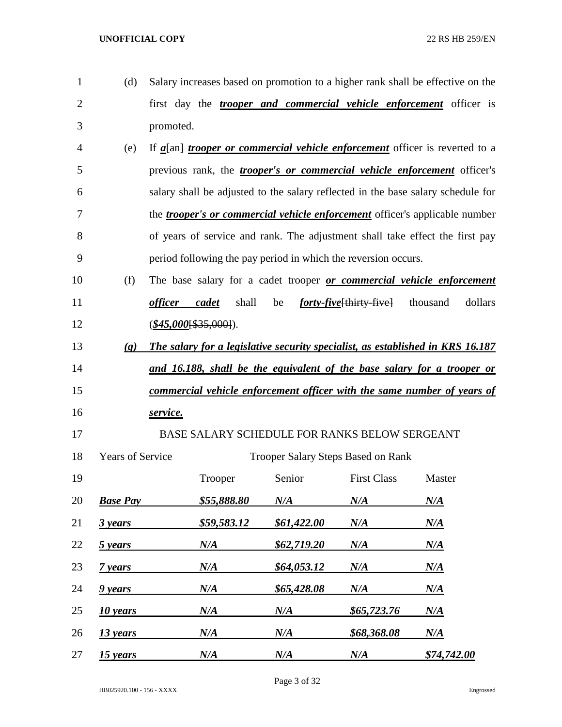(d) Salary increases based on promotion to a higher rank shall be effective on the first day the ***trooper and commercial vehicle enforcement*** officer is promoted.

(e) If ***a***~~[an]~~ ***trooper or commercial vehicle enforcement*** officer is reverted to a previous rank, the ***trooper's or commercial vehicle enforcement*** officer's salary shall be adjusted to the salary reflected in the base salary schedule for the ***trooper's or commercial vehicle enforcement*** officer's applicable number of years of service and rank. The adjustment shall take effect the first pay period following the pay period in which the reversion occurs.

(f) The base salary for a cadet trooper ***or commercial vehicle enforcement officer cadet*** shall be ***forty-five***~~[thirty-five]~~ thousand dollars (***$45,000***~~[$35,000]~~).

***(g) The salary for a legislative security specialist, as established in KRS 16.187 and 16.188, shall be the equivalent of the base salary for a trooper or commercial vehicle enforcement officer with the same number of years of service.***

BASE SALARY SCHEDULE FOR RANKS BELOW SERGEANT

| Years of Service | Trooper Salary Steps Based on Rank | | | |
|---|---|---|---|---|
| | Trooper | Senior | First Class | Master |
| ***Base Pay*** | ***$55,888.80*** | ***N/A*** | ***N/A*** | ***N/A*** |
| ***3 years*** | ***$59,583.12*** | ***$61,422.00*** | ***N/A*** | ***N/A*** |
| ***5 years*** | ***N/A*** | ***$62,719.20*** | ***N/A*** | ***N/A*** |
| ***7 years*** | ***N/A*** | ***$64,053.12*** | ***N/A*** | ***N/A*** |
| ***9 years*** | ***N/A*** | ***$65,428.08*** | ***N/A*** | ***N/A*** |
| ***10 years*** | ***N/A*** | ***N/A*** | ***$65,723.76*** | ***N/A*** |
| ***13 years*** | ***N/A*** | ***N/A*** | ***$68,368.08*** | ***N/A*** |
| ***15 years*** | ***N/A*** | ***N/A*** | ***N/A*** | ***$74,742.00*** |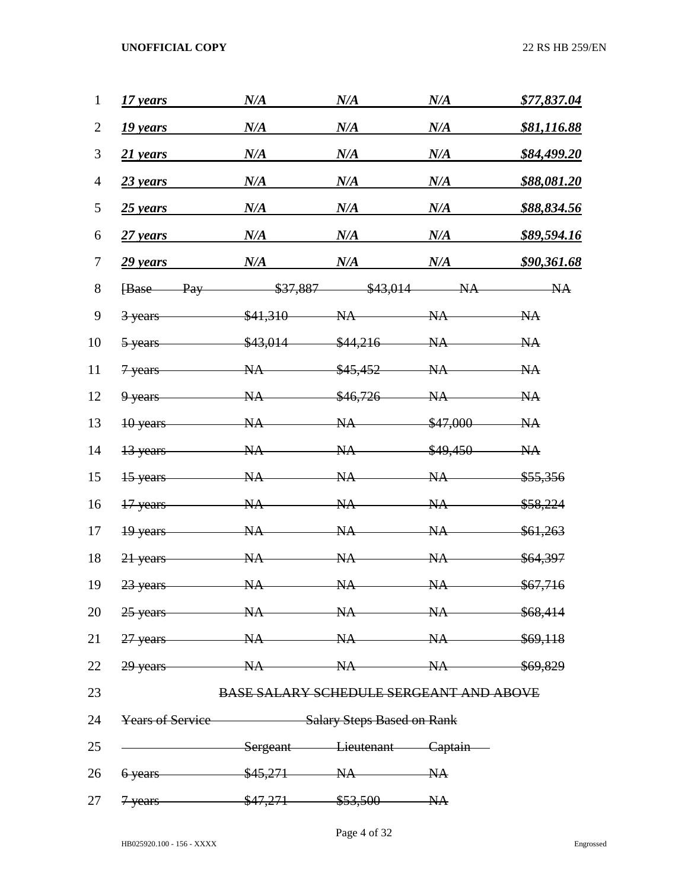| | | | | |
|---|---|---|---|---|
| ***17 years*** | ***N/A*** | ***N/A*** | ***N/A*** | ***$77,837.04*** |
| ***19 years*** | ***N/A*** | ***N/A*** | ***N/A*** | ***$81,116.88*** |
| ***21 years*** | ***N/A*** | ***N/A*** | ***N/A*** | ***$84,499.20*** |
| ***23 years*** | ***N/A*** | ***N/A*** | ***N/A*** | ***$88,081.20*** |
| ***25 years*** | ***N/A*** | ***N/A*** | ***N/A*** | ***$88,834.56*** |
| ***27 years*** | ***N/A*** | ***N/A*** | ***N/A*** | ***$89,594.16*** |
| ***29 years*** | ***N/A*** | ***N/A*** | ***N/A*** | ***$90,361.68*** |
| ~~[Base Pay~~ | ~~$37,887~~ | ~~$43,014~~ | ~~NA~~ | ~~NA~~ |
| ~~3 years~~ | ~~$41,310~~ | ~~NA~~ | ~~NA~~ | ~~NA~~ |
| ~~5 years~~ | ~~$43,014~~ | ~~$44,216~~ | ~~NA~~ | ~~NA~~ |
| ~~7 years~~ | ~~NA~~ | ~~$45,452~~ | ~~NA~~ | ~~NA~~ |
| ~~9 years~~ | ~~NA~~ | ~~$46,726~~ | ~~NA~~ | ~~NA~~ |
| ~~10 years~~ | ~~NA~~ | ~~NA~~ | ~~$47,000~~ | ~~NA~~ |
| ~~13 years~~ | ~~NA~~ | ~~NA~~ | ~~$49,450~~ | ~~NA~~ |
| ~~15 years~~ | ~~NA~~ | ~~NA~~ | ~~NA~~ | ~~$55,356~~ |
| ~~17 years~~ | ~~NA~~ | ~~NA~~ | ~~NA~~ | ~~$58,224~~ |
| ~~19 years~~ | ~~NA~~ | ~~NA~~ | ~~NA~~ | ~~$61,263~~ |
| ~~21 years~~ | ~~NA~~ | ~~NA~~ | ~~NA~~ | ~~$64,397~~ |
| ~~23 years~~ | ~~NA~~ | ~~NA~~ | ~~NA~~ | ~~$67,716~~ |
| ~~25 years~~ | ~~NA~~ | ~~NA~~ | ~~NA~~ | ~~$68,414~~ |
| ~~27 years~~ | ~~NA~~ | ~~NA~~ | ~~NA~~ | ~~$69,118~~ |
| ~~29 years~~ | ~~NA~~ | ~~NA~~ | ~~NA~~ | ~~$69,829~~ |

~~BASE SALARY SCHEDULE SERGEANT AND ABOVE~~

| ~~Years of Service~~ | ~~Salary Steps Based on Rank~~ | | |
|---|---|---|---|
| | ~~Sergeant~~ | ~~Lieutenant~~ | ~~Captain~~ |
| ~~6 years~~ | ~~$45,271~~ | ~~NA~~ | ~~NA~~ |
| ~~7 years~~ | ~~$47,271~~ | ~~$53,500~~ | ~~NA~~ |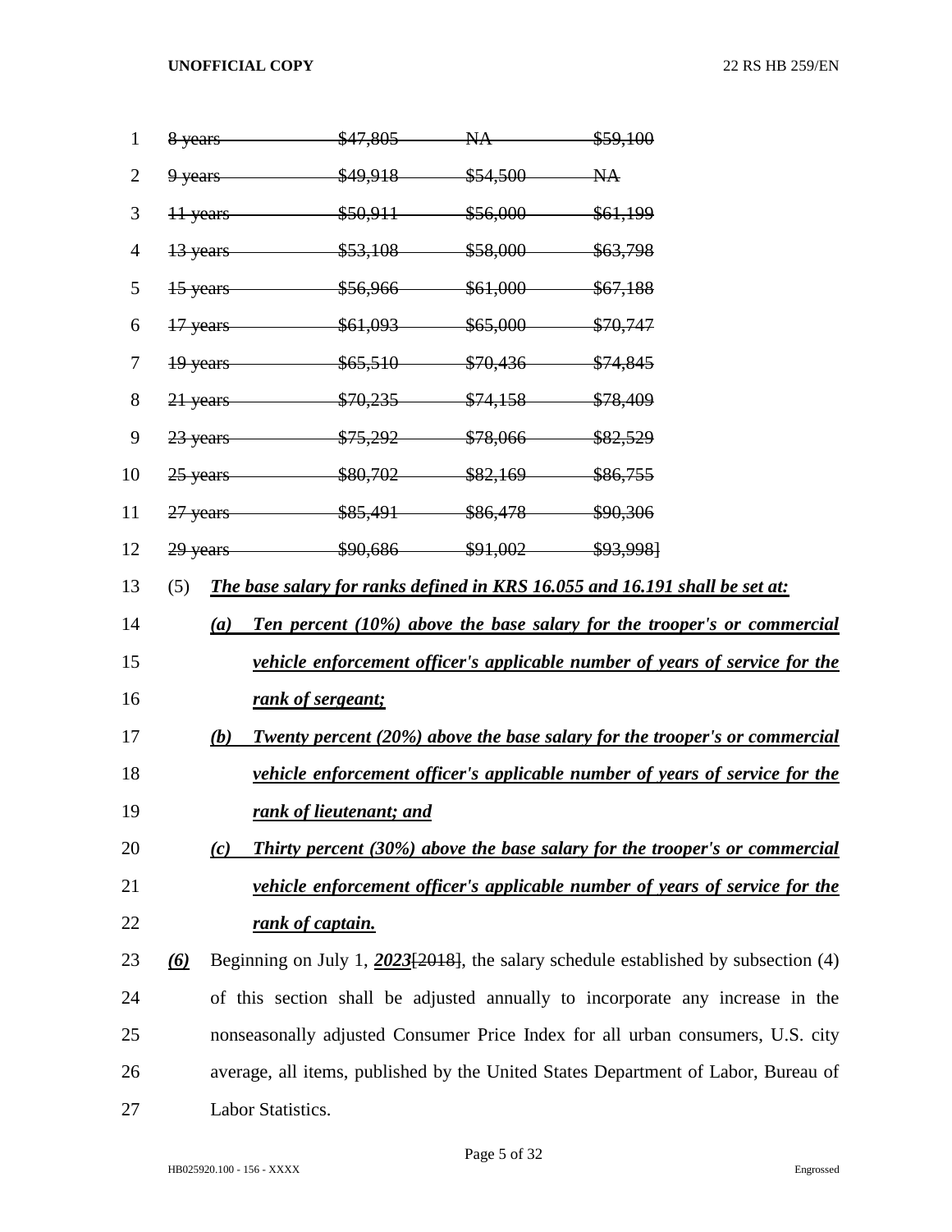| | | | |
|---|---|---|---|
| ~~8 years~~ | ~~$47,805~~ | ~~NA~~ | ~~$59,100~~ |
| ~~9 years~~ | ~~$49,918~~ | ~~$54,500~~ | ~~NA~~ |
| ~~11 years~~ | ~~$50,911~~ | ~~$56,000~~ | ~~$61,199~~ |
| ~~13 years~~ | ~~$53,108~~ | ~~$58,000~~ | ~~$63,798~~ |
| ~~15 years~~ | ~~$56,966~~ | ~~$61,000~~ | ~~$67,188~~ |
| ~~17 years~~ | ~~$61,093~~ | ~~$65,000~~ | ~~$70,747~~ |
| ~~19 years~~ | ~~$65,510~~ | ~~$70,436~~ | ~~$74,845~~ |
| ~~21 years~~ | ~~$70,235~~ | ~~$74,158~~ | ~~$78,409~~ |
| ~~23 years~~ | ~~$75,292~~ | ~~$78,066~~ | ~~$82,529~~ |
| ~~25 years~~ | ~~$80,702~~ | ~~$82,169~~ | ~~$86,755~~ |
| ~~27 years~~ | ~~$85,491~~ | ~~$86,478~~ | ~~$90,306~~ |
| ~~29 years~~ | ~~$90,686~~ | ~~$91,002~~ | ~~$93,998~~] |

(5) ***The base salary for ranks defined in KRS 16.055 and 16.191 shall be set at:***

***(a) Ten percent (10%) above the base salary for the trooper's or commercial vehicle enforcement officer's applicable number of years of service for the rank of sergeant;***

***(b) Twenty percent (20%) above the base salary for the trooper's or commercial vehicle enforcement officer's applicable number of years of service for the rank of lieutenant; and***

***(c) Thirty percent (30%) above the base salary for the trooper's or commercial vehicle enforcement officer's applicable number of years of service for the rank of captain.***

***(6)*** Beginning on July 1, ***2023***[~~2018~~], the salary schedule established by subsection (4) of this section shall be adjusted annually to incorporate any increase in the nonseasonally adjusted Consumer Price Index for all urban consumers, U.S. city average, all items, published by the United States Department of Labor, Bureau of Labor Statistics.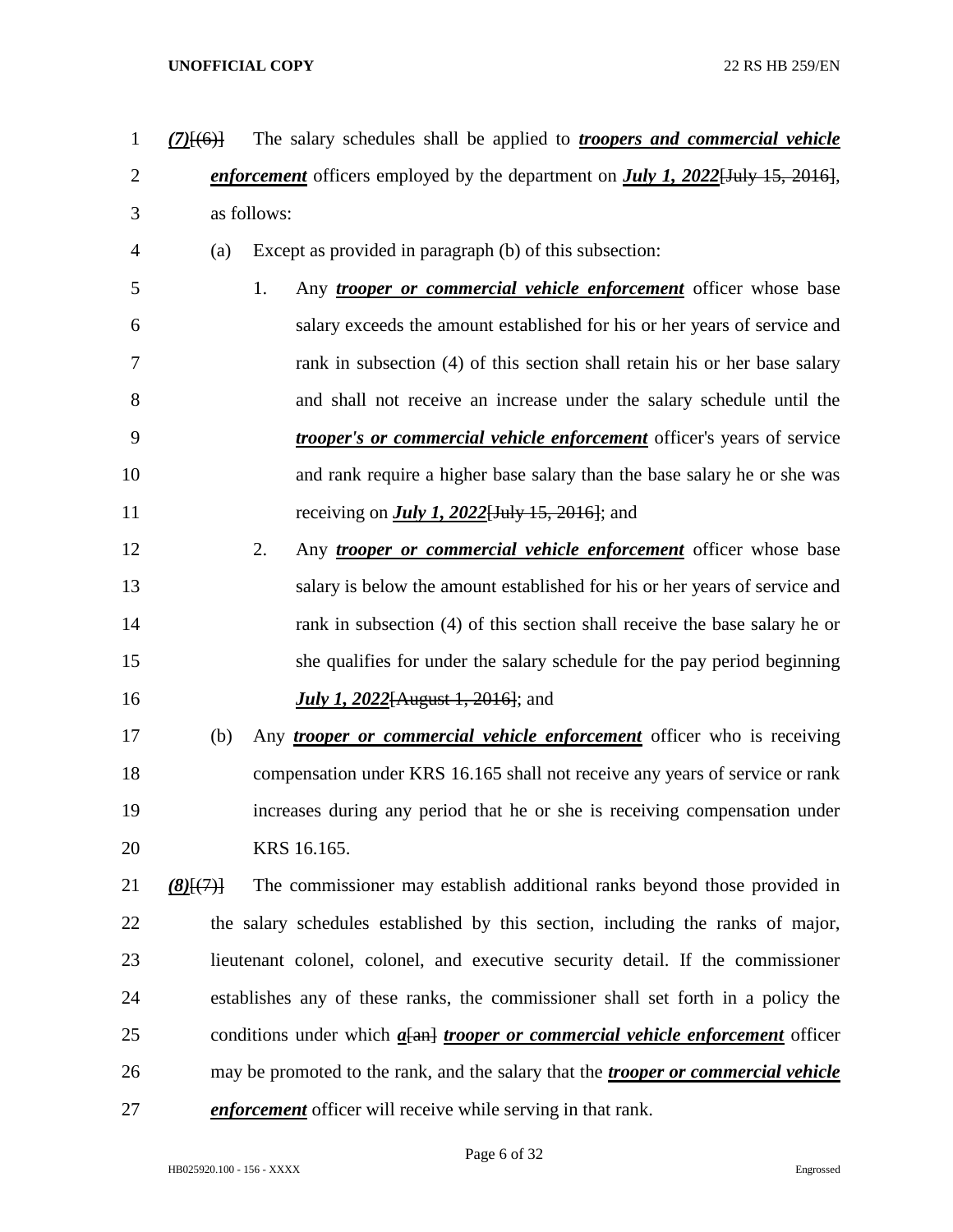(7)[(6)] The salary schedules shall be applied to ***troopers and commercial vehicle enforcement*** officers employed by the department on ***July 1, 2022***[~~July 15, 2016~~], as follows:

(a) Except as provided in paragraph (b) of this subsection:

1. Any ***trooper or commercial vehicle enforcement*** officer whose base salary exceeds the amount established for his or her years of service and rank in subsection (4) of this section shall retain his or her base salary and shall not receive an increase under the salary schedule until the ***trooper's or commercial vehicle enforcement*** officer's years of service and rank require a higher base salary than the base salary he or she was receiving on ***July 1, 2022***[~~July 15, 2016~~]; and

2. Any ***trooper or commercial vehicle enforcement*** officer whose base salary is below the amount established for his or her years of service and rank in subsection (4) of this section shall receive the base salary he or she qualifies for under the salary schedule for the pay period beginning ***July 1, 2022***[~~August 1, 2016~~]; and

(b) Any ***trooper or commercial vehicle enforcement*** officer who is receiving compensation under KRS 16.165 shall not receive any years of service or rank increases during any period that he or she is receiving compensation under KRS 16.165.

(8)[(7)] The commissioner may establish additional ranks beyond those provided in the salary schedules established by this section, including the ranks of major, lieutenant colonel, colonel, and executive security detail. If the commissioner establishes any of these ranks, the commissioner shall set forth in a policy the conditions under which ***a***[~~an~~] ***trooper or commercial vehicle enforcement*** officer may be promoted to the rank, and the salary that the ***trooper or commercial vehicle enforcement*** officer will receive while serving in that rank.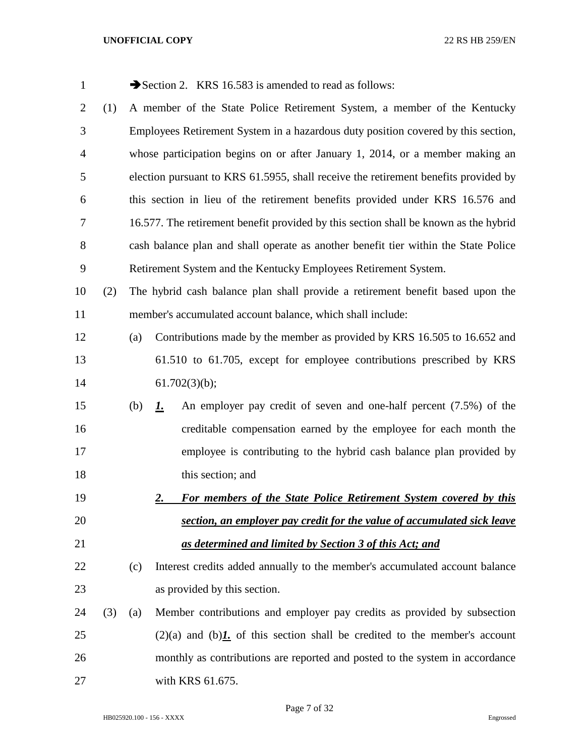➔Section 2. KRS 16.583 is amended to read as follows:

(1) A member of the State Police Retirement System, a member of the Kentucky Employees Retirement System in a hazardous duty position covered by this section, whose participation begins on or after January 1, 2014, or a member making an election pursuant to KRS 61.5955, shall receive the retirement benefits provided by this section in lieu of the retirement benefits provided under KRS 16.576 and 16.577. The retirement benefit provided by this section shall be known as the hybrid cash balance plan and shall operate as another benefit tier within the State Police Retirement System and the Kentucky Employees Retirement System.

(2) The hybrid cash balance plan shall provide a retirement benefit based upon the member's accumulated account balance, which shall include:

(a) Contributions made by the member as provided by KRS 16.505 to 16.652 and 61.510 to 61.705, except for employee contributions prescribed by KRS 61.702(3)(b);

(b) ***1.*** An employer pay credit of seven and one-half percent (7.5%) of the creditable compensation earned by the employee for each month the employee is contributing to the hybrid cash balance plan provided by this section; and

***2. For members of the State Police Retirement System covered by this section, an employer pay credit for the value of accumulated sick leave as determined and limited by Section 3 of this Act; and***

(c) Interest credits added annually to the member's accumulated account balance as provided by this section.

(3) (a) Member contributions and employer pay credits as provided by subsection (2)(a) and (b)***1.*** of this section shall be credited to the member's account monthly as contributions are reported and posted to the system in accordance with KRS 61.675.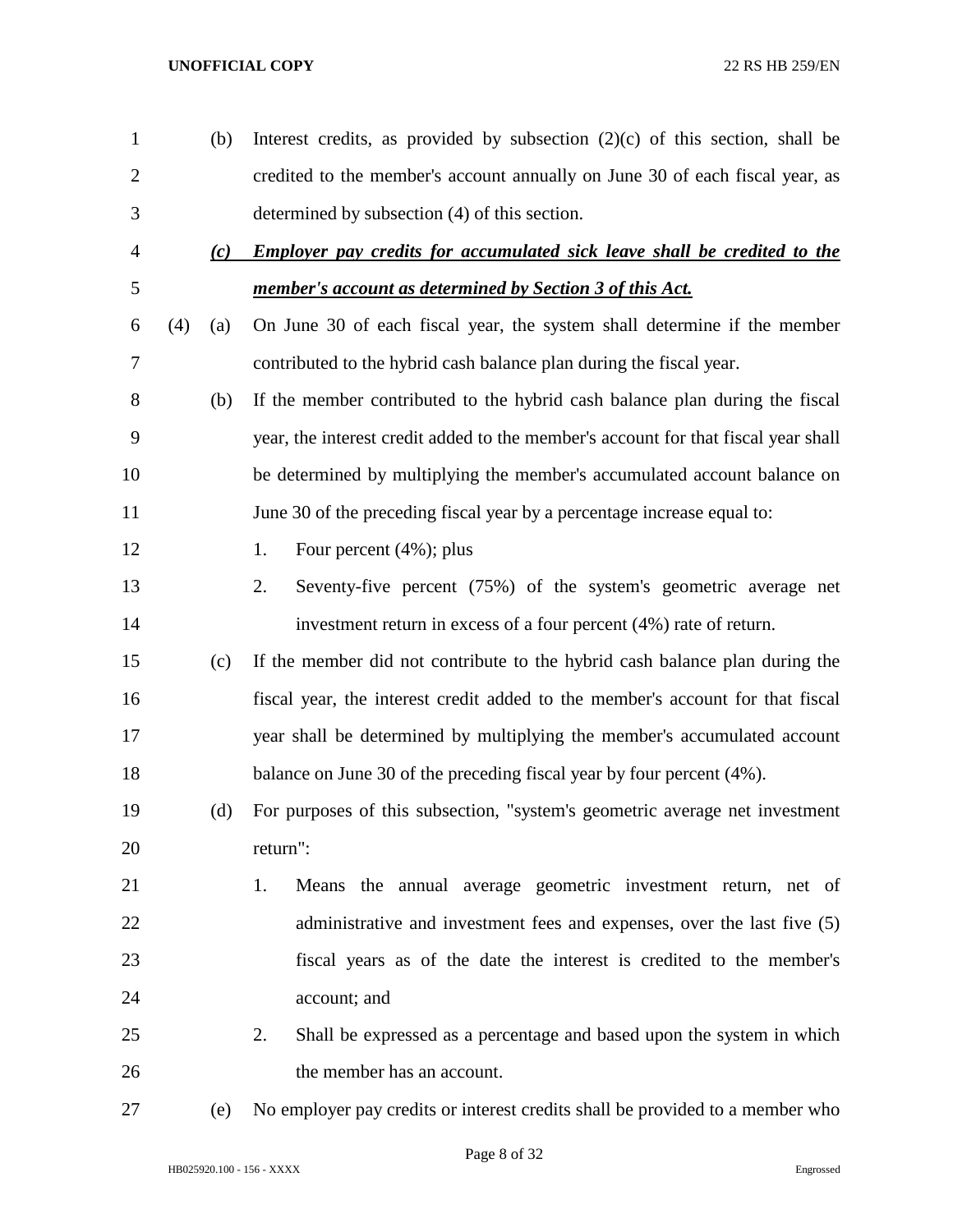(b) Interest credits, as provided by subsection (2)(c) of this section, shall be credited to the member's account annually on June 30 of each fiscal year, as determined by subsection (4) of this section.

***(c) Employer pay credits for accumulated sick leave shall be credited to the member's account as determined by Section 3 of this Act.***

(4) (a) On June 30 of each fiscal year, the system shall determine if the member contributed to the hybrid cash balance plan during the fiscal year.

(b) If the member contributed to the hybrid cash balance plan during the fiscal year, the interest credit added to the member's account for that fiscal year shall be determined by multiplying the member's accumulated account balance on June 30 of the preceding fiscal year by a percentage increase equal to:

1. Four percent (4%); plus
2. Seventy-five percent (75%) of the system's geometric average net investment return in excess of a four percent (4%) rate of return.

(c) If the member did not contribute to the hybrid cash balance plan during the fiscal year, the interest credit added to the member's account for that fiscal year shall be determined by multiplying the member's accumulated account balance on June 30 of the preceding fiscal year by four percent (4%).

(d) For purposes of this subsection, "system's geometric average net investment return":

1. Means the annual average geometric investment return, net of administrative and investment fees and expenses, over the last five (5) fiscal years as of the date the interest is credited to the member's account; and
2. Shall be expressed as a percentage and based upon the system in which the member has an account.

(e) No employer pay credits or interest credits shall be provided to a member who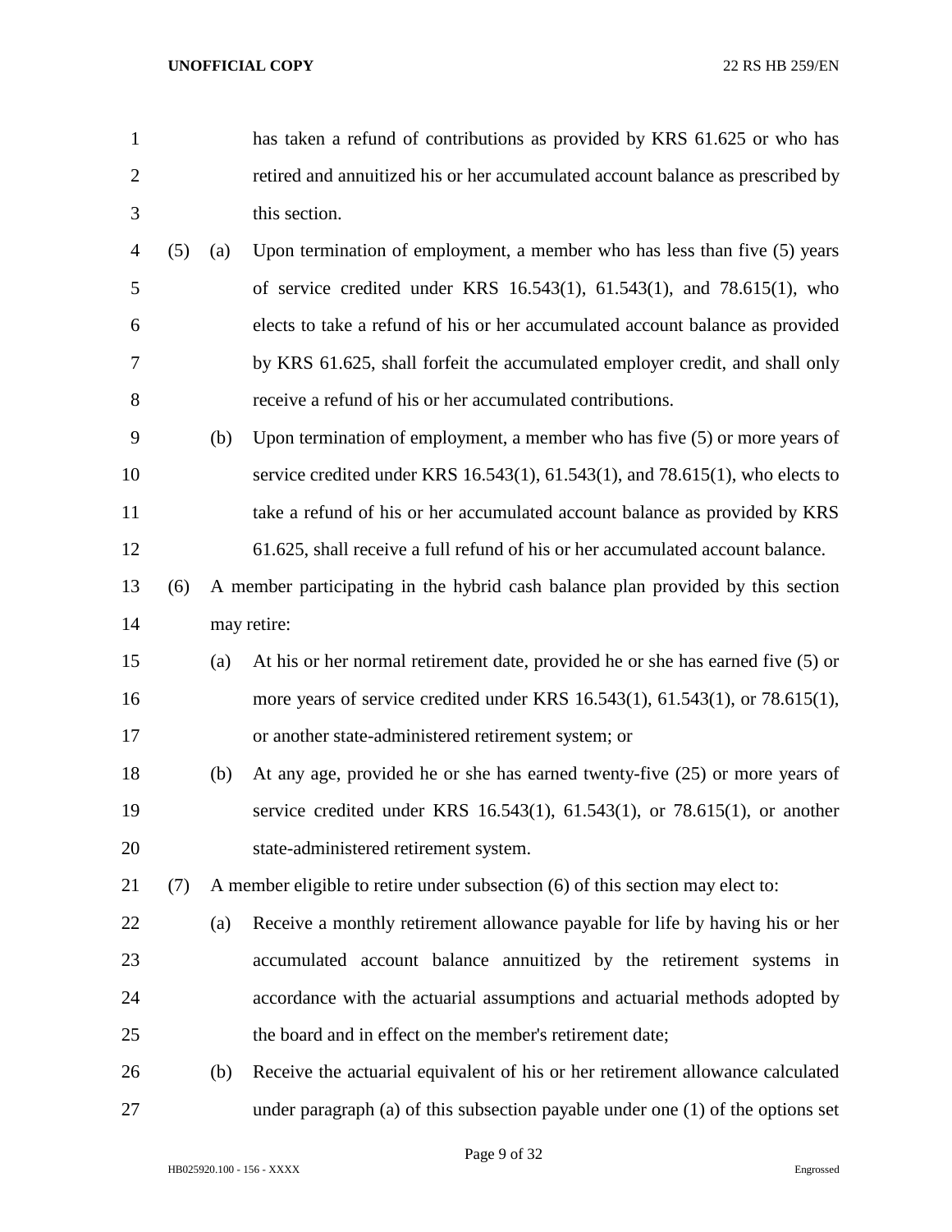has taken a refund of contributions as provided by KRS 61.625 or who has retired and annuitized his or her accumulated account balance as prescribed by this section.

(5) (a) Upon termination of employment, a member who has less than five (5) years of service credited under KRS 16.543(1), 61.543(1), and 78.615(1), who elects to take a refund of his or her accumulated account balance as provided by KRS 61.625, shall forfeit the accumulated employer credit, and shall only receive a refund of his or her accumulated contributions.

(b) Upon termination of employment, a member who has five (5) or more years of service credited under KRS 16.543(1), 61.543(1), and 78.615(1), who elects to take a refund of his or her accumulated account balance as provided by KRS 61.625, shall receive a full refund of his or her accumulated account balance.

(6) A member participating in the hybrid cash balance plan provided by this section may retire:

(a) At his or her normal retirement date, provided he or she has earned five (5) or more years of service credited under KRS 16.543(1), 61.543(1), or 78.615(1), or another state-administered retirement system; or

(b) At any age, provided he or she has earned twenty-five (25) or more years of service credited under KRS 16.543(1), 61.543(1), or 78.615(1), or another state-administered retirement system.

(7) A member eligible to retire under subsection (6) of this section may elect to:

(a) Receive a monthly retirement allowance payable for life by having his or her accumulated account balance annuitized by the retirement systems in accordance with the actuarial assumptions and actuarial methods adopted by the board and in effect on the member's retirement date;

(b) Receive the actuarial equivalent of his or her retirement allowance calculated under paragraph (a) of this subsection payable under one (1) of the options set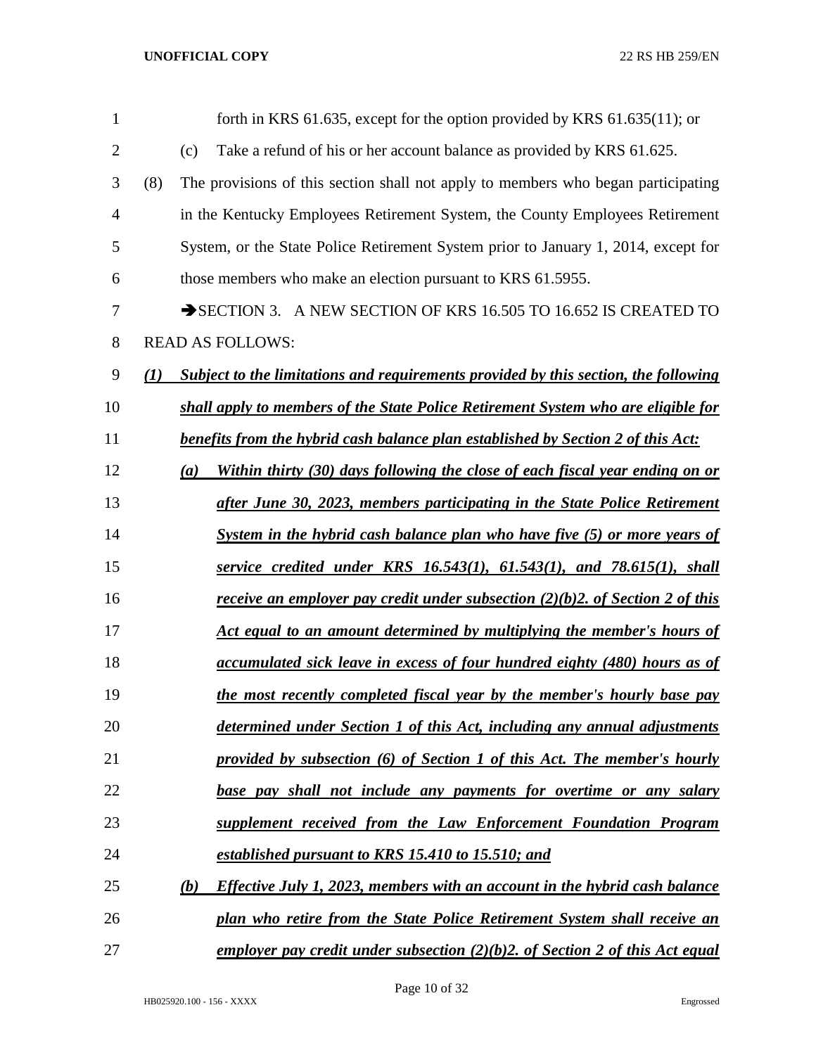forth in KRS 61.635, except for the option provided by KRS 61.635(11); or

(c) Take a refund of his or her account balance as provided by KRS 61.625.

(8) The provisions of this section shall not apply to members who began participating in the Kentucky Employees Retirement System, the County Employees Retirement System, or the State Police Retirement System prior to January 1, 2014, except for those members who make an election pursuant to KRS 61.5955.

➔SECTION 3. A NEW SECTION OF KRS 16.505 TO 16.652 IS CREATED TO READ AS FOLLOWS:

***(1) Subject to the limitations and requirements provided by this section, the following shall apply to members of the State Police Retirement System who are eligible for benefits from the hybrid cash balance plan established by Section 2 of this Act:***

***(a) Within thirty (30) days following the close of each fiscal year ending on or after June 30, 2023, members participating in the State Police Retirement System in the hybrid cash balance plan who have five (5) or more years of service credited under KRS 16.543(1), 61.543(1), and 78.615(1), shall receive an employer pay credit under subsection (2)(b)2. of Section 2 of this Act equal to an amount determined by multiplying the member's hours of accumulated sick leave in excess of four hundred eighty (480) hours as of the most recently completed fiscal year by the member's hourly base pay determined under Section 1 of this Act, including any annual adjustments provided by subsection (6) of Section 1 of this Act. The member's hourly base pay shall not include any payments for overtime or any salary supplement received from the Law Enforcement Foundation Program established pursuant to KRS 15.410 to 15.510; and***

***(b) Effective July 1, 2023, members with an account in the hybrid cash balance plan who retire from the State Police Retirement System shall receive an employer pay credit under subsection (2)(b)2. of Section 2 of this Act equal***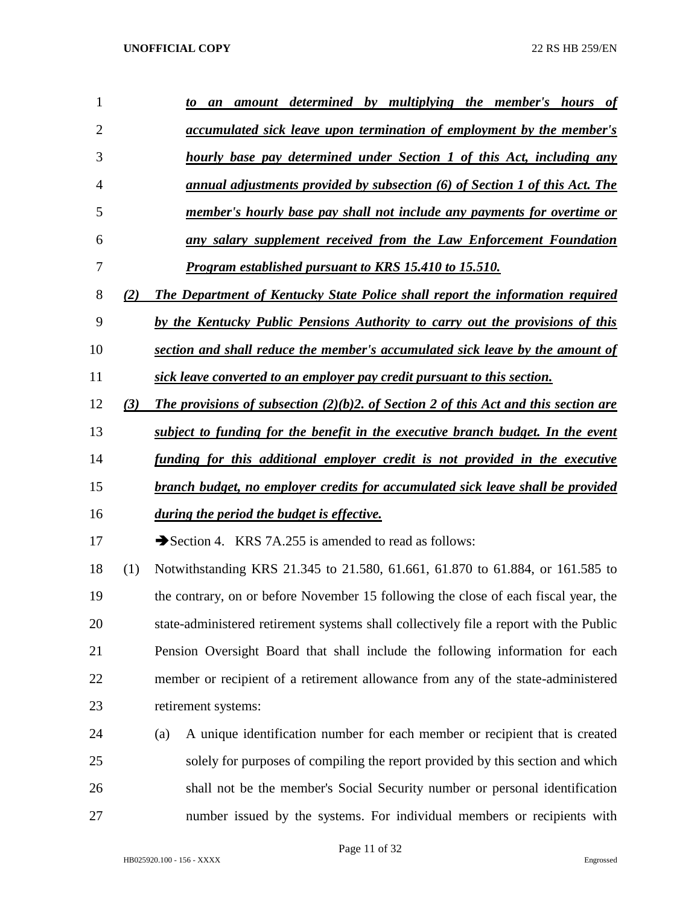*to an amount determined by multiplying the member's hours of accumulated sick leave upon termination of employment by the member's hourly base pay determined under Section 1 of this Act, including any annual adjustments provided by subsection (6) of Section 1 of this Act. The member's hourly base pay shall not include any payments for overtime or any salary supplement received from the Law Enforcement Foundation Program established pursuant to KRS 15.410 to 15.510.*

*(2) The Department of Kentucky State Police shall report the information required by the Kentucky Public Pensions Authority to carry out the provisions of this section and shall reduce the member's accumulated sick leave by the amount of sick leave converted to an employer pay credit pursuant to this section.*

*(3) The provisions of subsection (2)(b)2. of Section 2 of this Act and this section are subject to funding for the benefit in the executive branch budget. In the event funding for this additional employer credit is not provided in the executive branch budget, no employer credits for accumulated sick leave shall be provided during the period the budget is effective.*

➔Section 4. KRS 7A.255 is amended to read as follows:

(1) Notwithstanding KRS 21.345 to 21.580, 61.661, 61.870 to 61.884, or 161.585 to the contrary, on or before November 15 following the close of each fiscal year, the state-administered retirement systems shall collectively file a report with the Public Pension Oversight Board that shall include the following information for each member or recipient of a retirement allowance from any of the state-administered retirement systems:

(a) A unique identification number for each member or recipient that is created solely for purposes of compiling the report provided by this section and which shall not be the member's Social Security number or personal identification number issued by the systems. For individual members or recipients with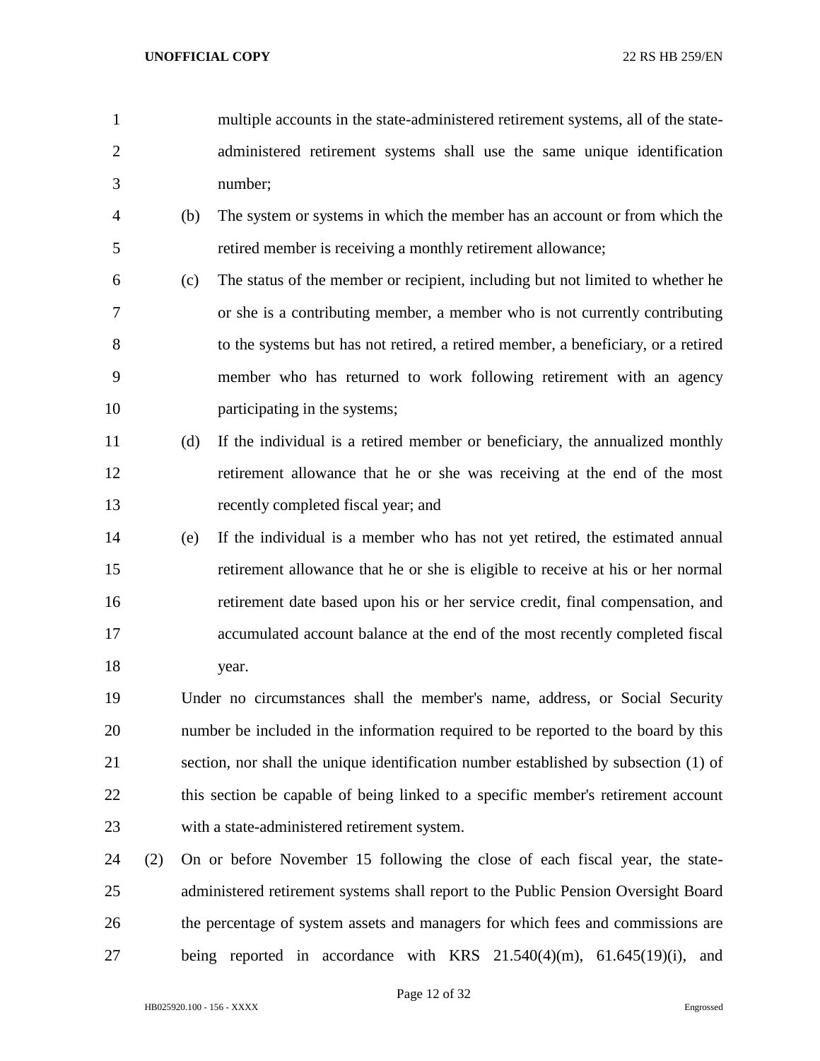multiple accounts in the state-administered retirement systems, all of the state-administered retirement systems shall use the same unique identification number;

(b) The system or systems in which the member has an account or from which the retired member is receiving a monthly retirement allowance;

(c) The status of the member or recipient, including but not limited to whether he or she is a contributing member, a member who is not currently contributing to the systems but has not retired, a retired member, a beneficiary, or a retired member who has returned to work following retirement with an agency participating in the systems;

(d) If the individual is a retired member or beneficiary, the annualized monthly retirement allowance that he or she was receiving at the end of the most recently completed fiscal year; and

(e) If the individual is a member who has not yet retired, the estimated annual retirement allowance that he or she is eligible to receive at his or her normal retirement date based upon his or her service credit, final compensation, and accumulated account balance at the end of the most recently completed fiscal year.

Under no circumstances shall the member's name, address, or Social Security number be included in the information required to be reported to the board by this section, nor shall the unique identification number established by subsection (1) of this section be capable of being linked to a specific member's retirement account with a state-administered retirement system.

(2) On or before November 15 following the close of each fiscal year, the state-administered retirement systems shall report to the Public Pension Oversight Board the percentage of system assets and managers for which fees and commissions are being reported in accordance with KRS 21.540(4)(m), 61.645(19)(i), and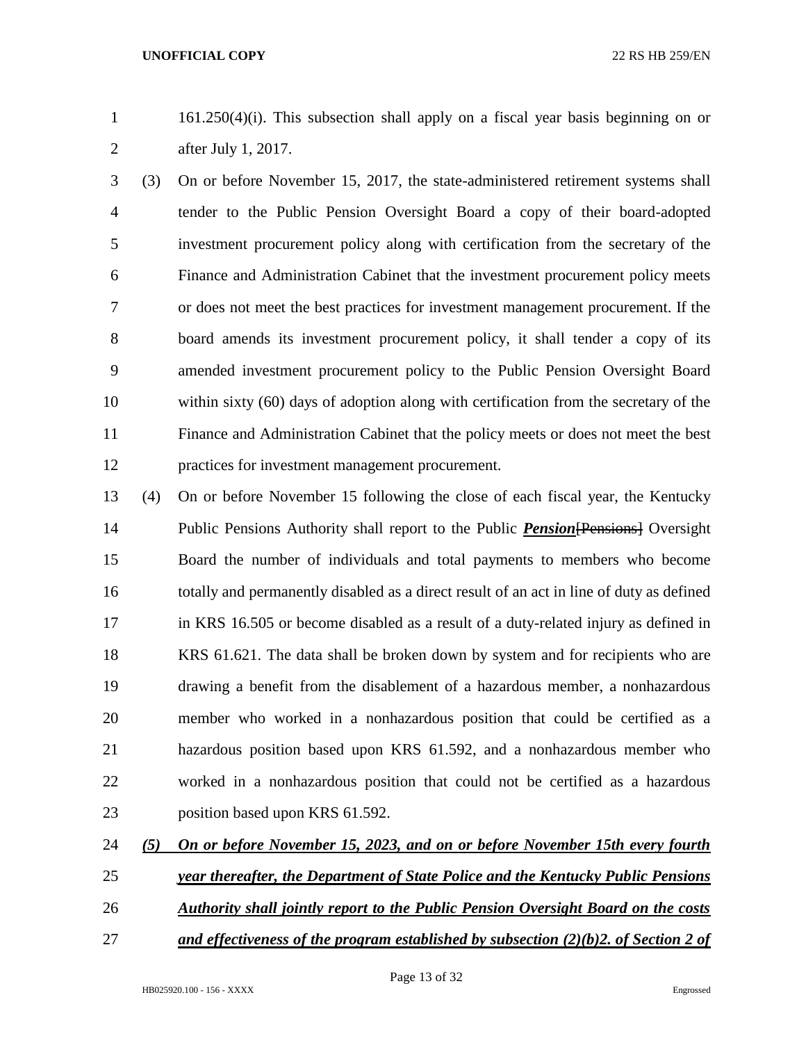161.250(4)(i). This subsection shall apply on a fiscal year basis beginning on or after July 1, 2017.

(3) On or before November 15, 2017, the state-administered retirement systems shall tender to the Public Pension Oversight Board a copy of their board-adopted investment procurement policy along with certification from the secretary of the Finance and Administration Cabinet that the investment procurement policy meets or does not meet the best practices for investment management procurement. If the board amends its investment procurement policy, it shall tender a copy of its amended investment procurement policy to the Public Pension Oversight Board within sixty (60) days of adoption along with certification from the secretary of the Finance and Administration Cabinet that the policy meets or does not meet the best practices for investment management procurement.

(4) On or before November 15 following the close of each fiscal year, the Kentucky Public Pensions Authority shall report to the Public ***Pension***[Pensions] Oversight Board the number of individuals and total payments to members who become totally and permanently disabled as a direct result of an act in line of duty as defined in KRS 16.505 or become disabled as a result of a duty-related injury as defined in KRS 61.621. The data shall be broken down by system and for recipients who are drawing a benefit from the disablement of a hazardous member, a nonhazardous member who worked in a nonhazardous position that could be certified as a hazardous position based upon KRS 61.592, and a nonhazardous member who worked in a nonhazardous position that could not be certified as a hazardous position based upon KRS 61.592.

***(5) On or before November 15, 2023, and on or before November 15th every fourth year thereafter, the Department of State Police and the Kentucky Public Pensions Authority shall jointly report to the Public Pension Oversight Board on the costs and effectiveness of the program established by subsection (2)(b)2. of Section 2 of***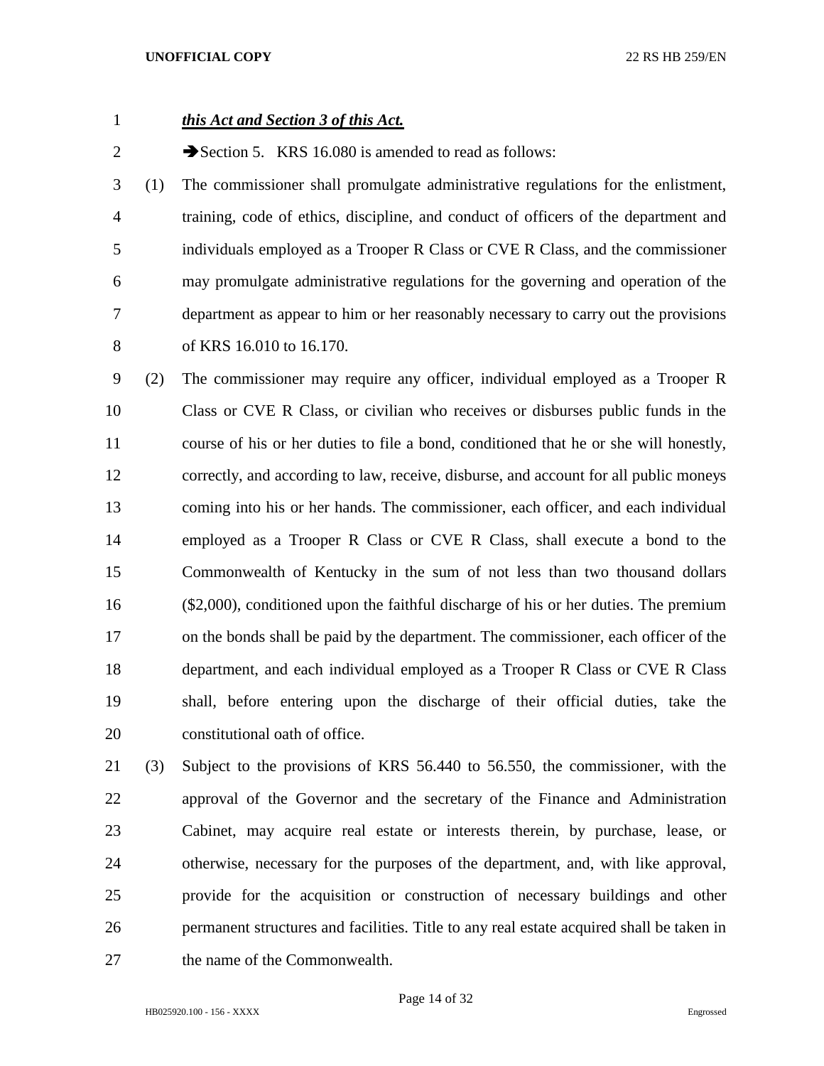***this Act and Section 3 of this Act.***

➔Section 5. KRS 16.080 is amended to read as follows:

(1) The commissioner shall promulgate administrative regulations for the enlistment, training, code of ethics, discipline, and conduct of officers of the department and individuals employed as a Trooper R Class or CVE R Class, and the commissioner may promulgate administrative regulations for the governing and operation of the department as appear to him or her reasonably necessary to carry out the provisions of KRS 16.010 to 16.170.

(2) The commissioner may require any officer, individual employed as a Trooper R Class or CVE R Class, or civilian who receives or disburses public funds in the course of his or her duties to file a bond, conditioned that he or she will honestly, correctly, and according to law, receive, disburse, and account for all public moneys coming into his or her hands. The commissioner, each officer, and each individual employed as a Trooper R Class or CVE R Class, shall execute a bond to the Commonwealth of Kentucky in the sum of not less than two thousand dollars ($2,000), conditioned upon the faithful discharge of his or her duties. The premium on the bonds shall be paid by the department. The commissioner, each officer of the department, and each individual employed as a Trooper R Class or CVE R Class shall, before entering upon the discharge of their official duties, take the constitutional oath of office.

(3) Subject to the provisions of KRS 56.440 to 56.550, the commissioner, with the approval of the Governor and the secretary of the Finance and Administration Cabinet, may acquire real estate or interests therein, by purchase, lease, or otherwise, necessary for the purposes of the department, and, with like approval, provide for the acquisition or construction of necessary buildings and other permanent structures and facilities. Title to any real estate acquired shall be taken in the name of the Commonwealth.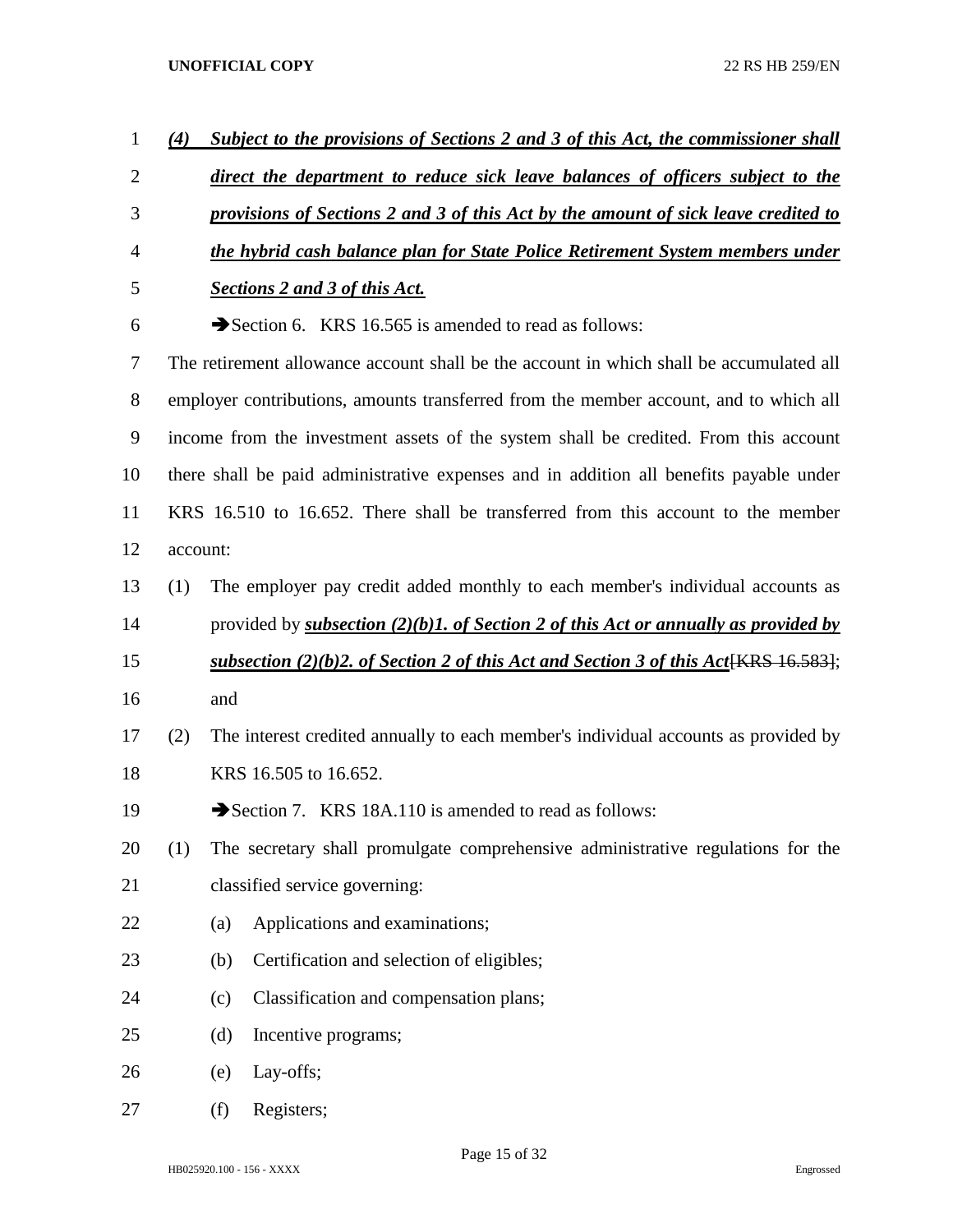***(4) Subject to the provisions of Sections 2 and 3 of this Act, the commissioner shall direct the department to reduce sick leave balances of officers subject to the provisions of Sections 2 and 3 of this Act by the amount of sick leave credited to the hybrid cash balance plan for State Police Retirement System members under Sections 2 and 3 of this Act.***

➔Section 6. KRS 16.565 is amended to read as follows:

The retirement allowance account shall be the account in which shall be accumulated all employer contributions, amounts transferred from the member account, and to which all income from the investment assets of the system shall be credited. From this account there shall be paid administrative expenses and in addition all benefits payable under KRS 16.510 to 16.652. There shall be transferred from this account to the member account:

(1) The employer pay credit added monthly to each member's individual accounts as provided by ***subsection (2)(b)1. of Section 2 of this Act or annually as provided by subsection (2)(b)2. of Section 2 of this Act and Section 3 of this Act***~~[KRS 16.583]~~; and

(2) The interest credited annually to each member's individual accounts as provided by KRS 16.505 to 16.652.

➔Section 7. KRS 18A.110 is amended to read as follows:

(1) The secretary shall promulgate comprehensive administrative regulations for the classified service governing:

(a) Applications and examinations;

(b) Certification and selection of eligibles;

(c) Classification and compensation plans;

(d) Incentive programs;

(e) Lay-offs;

(f) Registers;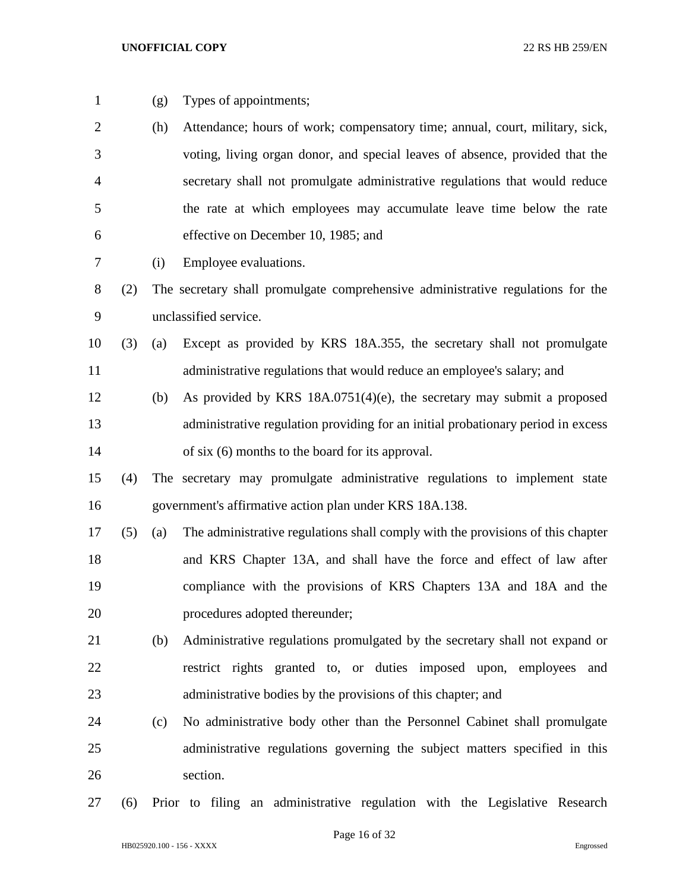(g) Types of appointments;

(h) Attendance; hours of work; compensatory time; annual, court, military, sick, voting, living organ donor, and special leaves of absence, provided that the secretary shall not promulgate administrative regulations that would reduce the rate at which employees may accumulate leave time below the rate effective on December 10, 1985; and

(i) Employee evaluations.

(2) The secretary shall promulgate comprehensive administrative regulations for the unclassified service.

(3) (a) Except as provided by KRS 18A.355, the secretary shall not promulgate administrative regulations that would reduce an employee's salary; and

(b) As provided by KRS 18A.0751(4)(e), the secretary may submit a proposed administrative regulation providing for an initial probationary period in excess of six (6) months to the board for its approval.

(4) The secretary may promulgate administrative regulations to implement state government's affirmative action plan under KRS 18A.138.

(5) (a) The administrative regulations shall comply with the provisions of this chapter and KRS Chapter 13A, and shall have the force and effect of law after compliance with the provisions of KRS Chapters 13A and 18A and the procedures adopted thereunder;

(b) Administrative regulations promulgated by the secretary shall not expand or restrict rights granted to, or duties imposed upon, employees and administrative bodies by the provisions of this chapter; and

(c) No administrative body other than the Personnel Cabinet shall promulgate administrative regulations governing the subject matters specified in this section.

(6) Prior to filing an administrative regulation with the Legislative Research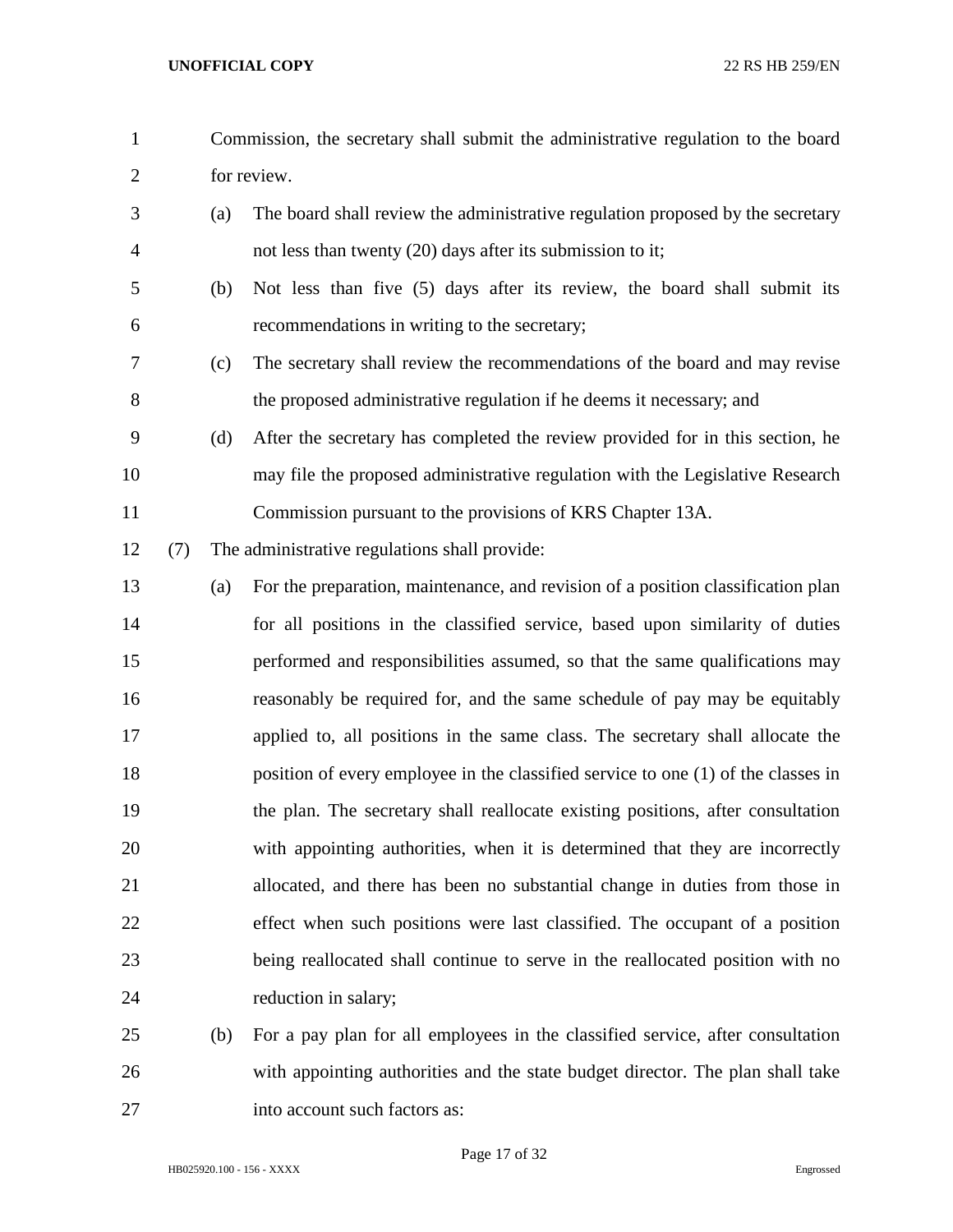Commission, the secretary shall submit the administrative regulation to the board for review.

(a) The board shall review the administrative regulation proposed by the secretary not less than twenty (20) days after its submission to it;

(b) Not less than five (5) days after its review, the board shall submit its recommendations in writing to the secretary;

(c) The secretary shall review the recommendations of the board and may revise the proposed administrative regulation if he deems it necessary; and

(d) After the secretary has completed the review provided for in this section, he may file the proposed administrative regulation with the Legislative Research Commission pursuant to the provisions of KRS Chapter 13A.

(7) The administrative regulations shall provide:

(a) For the preparation, maintenance, and revision of a position classification plan for all positions in the classified service, based upon similarity of duties performed and responsibilities assumed, so that the same qualifications may reasonably be required for, and the same schedule of pay may be equitably applied to, all positions in the same class. The secretary shall allocate the position of every employee in the classified service to one (1) of the classes in the plan. The secretary shall reallocate existing positions, after consultation with appointing authorities, when it is determined that they are incorrectly allocated, and there has been no substantial change in duties from those in effect when such positions were last classified. The occupant of a position being reallocated shall continue to serve in the reallocated position with no reduction in salary;

(b) For a pay plan for all employees in the classified service, after consultation with appointing authorities and the state budget director. The plan shall take into account such factors as: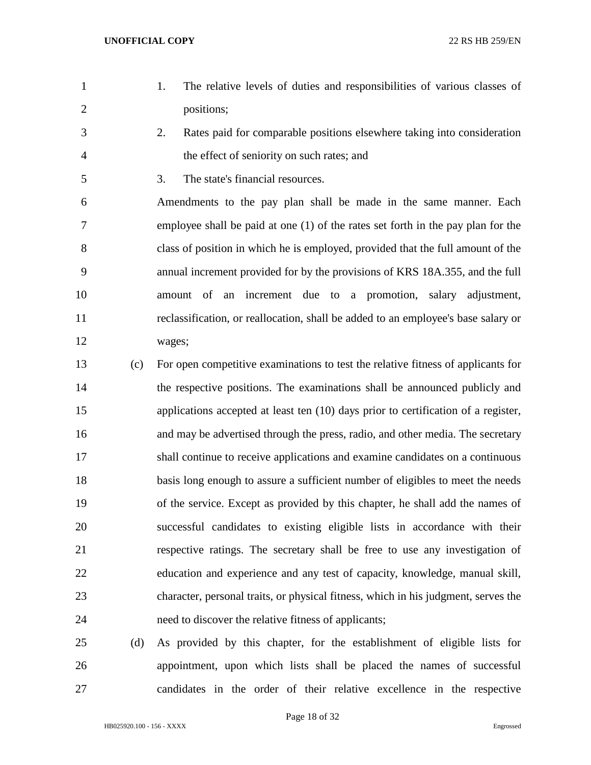1. The relative levels of duties and responsibilities of various classes of positions;
2. Rates paid for comparable positions elsewhere taking into consideration the effect of seniority on such rates; and
3. The state's financial resources.

Amendments to the pay plan shall be made in the same manner. Each employee shall be paid at one (1) of the rates set forth in the pay plan for the class of position in which he is employed, provided that the full amount of the annual increment provided for by the provisions of KRS 18A.355, and the full amount of an increment due to a promotion, salary adjustment, reclassification, or reallocation, shall be added to an employee's base salary or wages;

(c) For open competitive examinations to test the relative fitness of applicants for the respective positions. The examinations shall be announced publicly and applications accepted at least ten (10) days prior to certification of a register, and may be advertised through the press, radio, and other media. The secretary shall continue to receive applications and examine candidates on a continuous basis long enough to assure a sufficient number of eligibles to meet the needs of the service. Except as provided by this chapter, he shall add the names of successful candidates to existing eligible lists in accordance with their respective ratings. The secretary shall be free to use any investigation of education and experience and any test of capacity, knowledge, manual skill, character, personal traits, or physical fitness, which in his judgment, serves the need to discover the relative fitness of applicants;

(d) As provided by this chapter, for the establishment of eligible lists for appointment, upon which lists shall be placed the names of successful candidates in the order of their relative excellence in the respective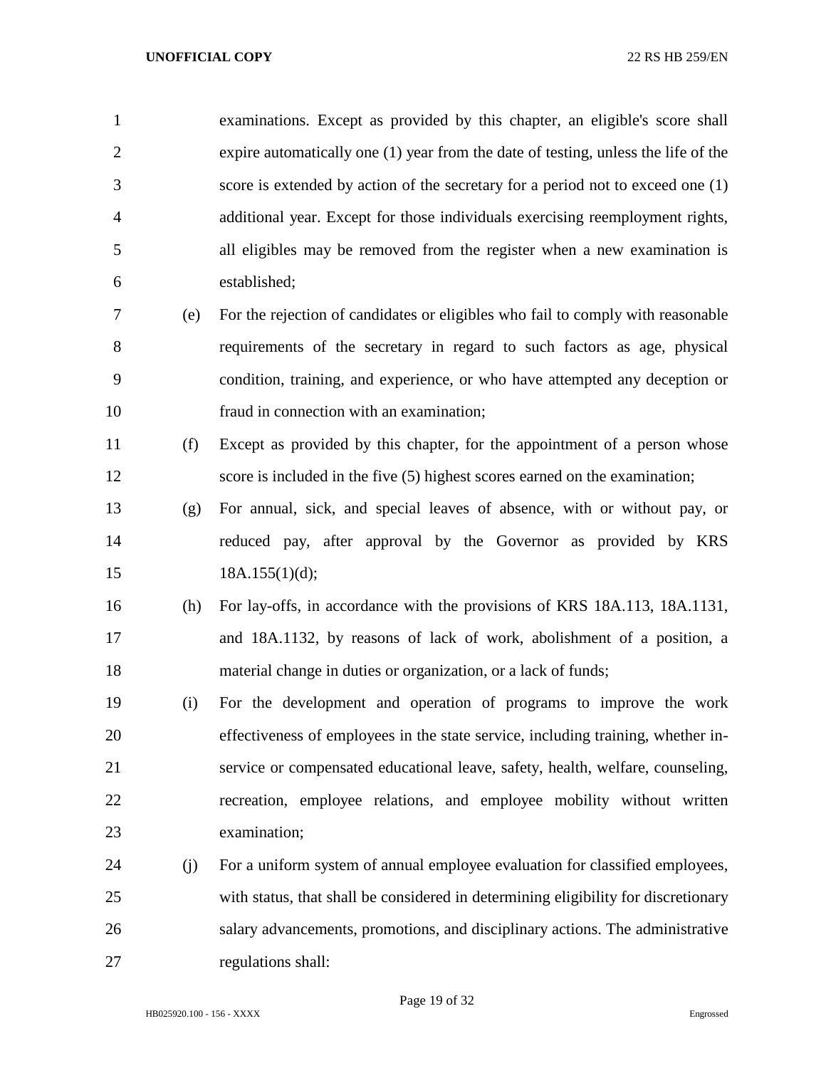examinations. Except as provided by this chapter, an eligible's score shall expire automatically one (1) year from the date of testing, unless the life of the score is extended by action of the secretary for a period not to exceed one (1) additional year. Except for those individuals exercising reemployment rights, all eligibles may be removed from the register when a new examination is established;

(e) For the rejection of candidates or eligibles who fail to comply with reasonable requirements of the secretary in regard to such factors as age, physical condition, training, and experience, or who have attempted any deception or fraud in connection with an examination;

(f) Except as provided by this chapter, for the appointment of a person whose score is included in the five (5) highest scores earned on the examination;

(g) For annual, sick, and special leaves of absence, with or without pay, or reduced pay, after approval by the Governor as provided by KRS 18A.155(1)(d);

(h) For lay-offs, in accordance with the provisions of KRS 18A.113, 18A.1131, and 18A.1132, by reasons of lack of work, abolishment of a position, a material change in duties or organization, or a lack of funds;

(i) For the development and operation of programs to improve the work effectiveness of employees in the state service, including training, whether in-service or compensated educational leave, safety, health, welfare, counseling, recreation, employee relations, and employee mobility without written examination;

(j) For a uniform system of annual employee evaluation for classified employees, with status, that shall be considered in determining eligibility for discretionary salary advancements, promotions, and disciplinary actions. The administrative regulations shall: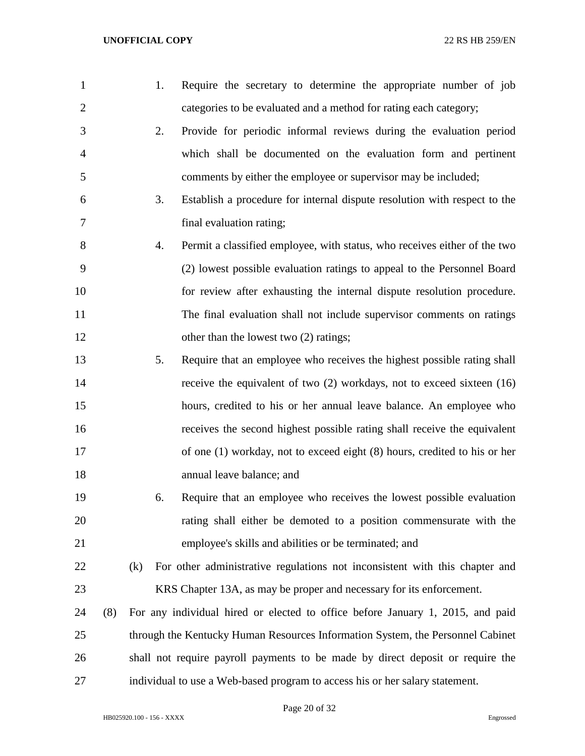1. Require the secretary to determine the appropriate number of job categories to be evaluated and a method for rating each category;
2. Provide for periodic informal reviews during the evaluation period which shall be documented on the evaluation form and pertinent comments by either the employee or supervisor may be included;
3. Establish a procedure for internal dispute resolution with respect to the final evaluation rating;
4. Permit a classified employee, with status, who receives either of the two (2) lowest possible evaluation ratings to appeal to the Personnel Board for review after exhausting the internal dispute resolution procedure. The final evaluation shall not include supervisor comments on ratings other than the lowest two (2) ratings;
5. Require that an employee who receives the highest possible rating shall receive the equivalent of two (2) workdays, not to exceed sixteen (16) hours, credited to his or her annual leave balance. An employee who receives the second highest possible rating shall receive the equivalent of one (1) workday, not to exceed eight (8) hours, credited to his or her annual leave balance; and
6. Require that an employee who receives the lowest possible evaluation rating shall either be demoted to a position commensurate with the employee's skills and abilities or be terminated; and

(k) For other administrative regulations not inconsistent with this chapter and KRS Chapter 13A, as may be proper and necessary for its enforcement.

(8) For any individual hired or elected to office before January 1, 2015, and paid through the Kentucky Human Resources Information System, the Personnel Cabinet shall not require payroll payments to be made by direct deposit or require the individual to use a Web-based program to access his or her salary statement.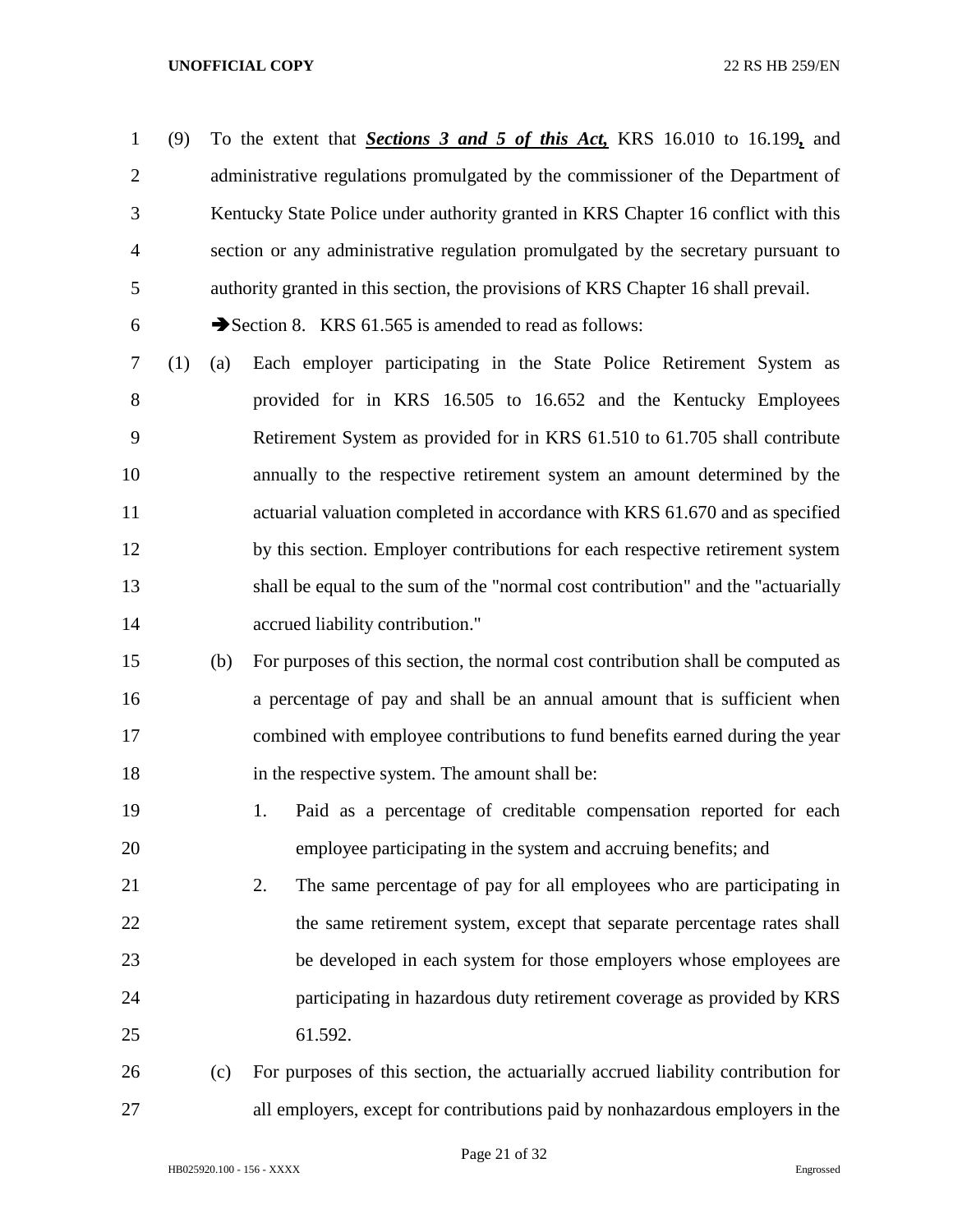(9) To the extent that ***Sections 3 and 5 of this Act,*** KRS 16.010 to 16.199***,*** and administrative regulations promulgated by the commissioner of the Department of Kentucky State Police under authority granted in KRS Chapter 16 conflict with this section or any administrative regulation promulgated by the secretary pursuant to authority granted in this section, the provisions of KRS Chapter 16 shall prevail.

➔Section 8. KRS 61.565 is amended to read as follows:

(1) (a) Each employer participating in the State Police Retirement System as provided for in KRS 16.505 to 16.652 and the Kentucky Employees Retirement System as provided for in KRS 61.510 to 61.705 shall contribute annually to the respective retirement system an amount determined by the actuarial valuation completed in accordance with KRS 61.670 and as specified by this section. Employer contributions for each respective retirement system shall be equal to the sum of the "normal cost contribution" and the "actuarially accrued liability contribution."

(b) For purposes of this section, the normal cost contribution shall be computed as a percentage of pay and shall be an annual amount that is sufficient when combined with employee contributions to fund benefits earned during the year in the respective system. The amount shall be:

1. Paid as a percentage of creditable compensation reported for each employee participating in the system and accruing benefits; and

2. The same percentage of pay for all employees who are participating in the same retirement system, except that separate percentage rates shall be developed in each system for those employers whose employees are participating in hazardous duty retirement coverage as provided by KRS 61.592.

(c) For purposes of this section, the actuarially accrued liability contribution for all employers, except for contributions paid by nonhazardous employers in the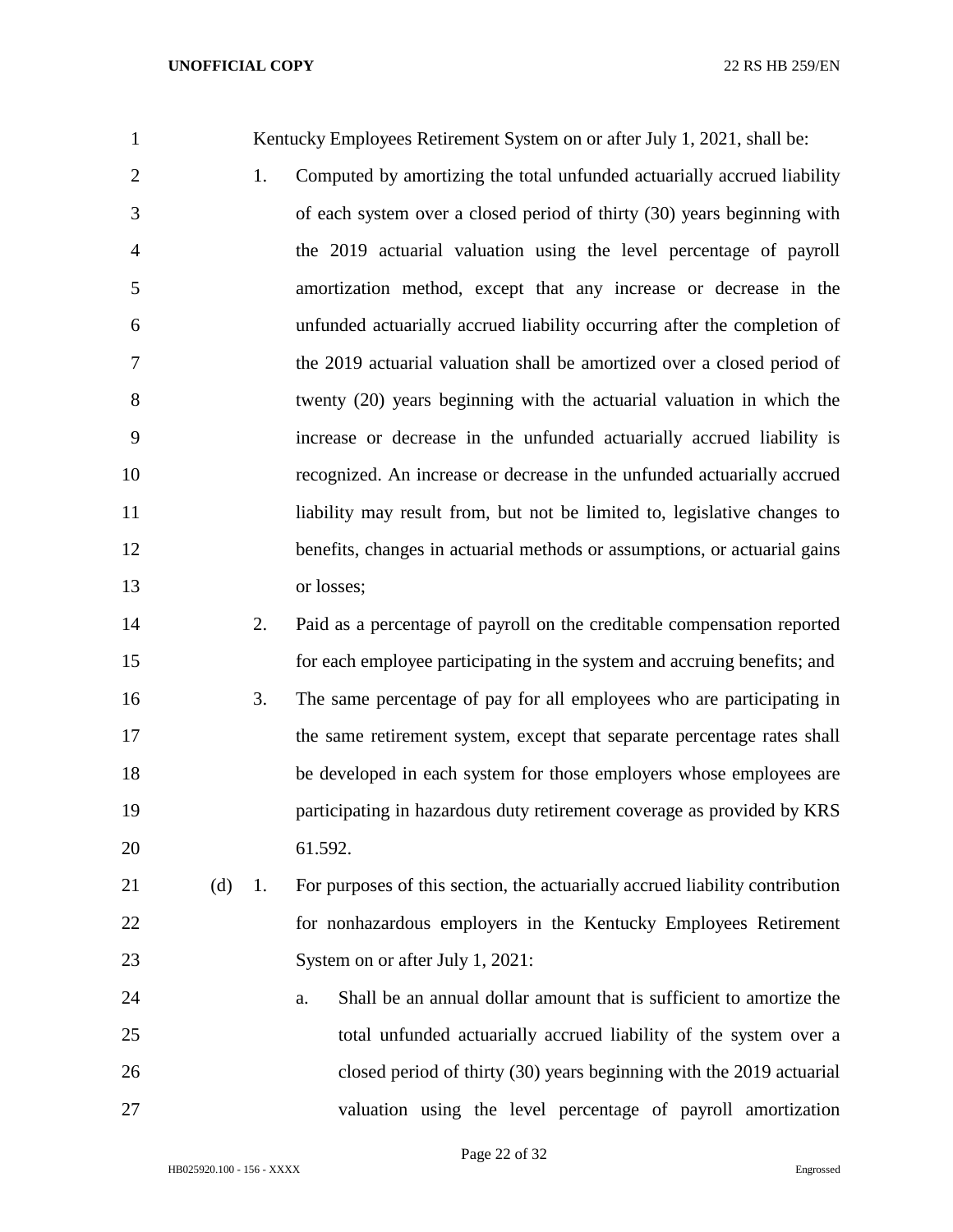Kentucky Employees Retirement System on or after July 1, 2021, shall be:

1. Computed by amortizing the total unfunded actuarially accrued liability of each system over a closed period of thirty (30) years beginning with the 2019 actuarial valuation using the level percentage of payroll amortization method, except that any increase or decrease in the unfunded actuarially accrued liability occurring after the completion of the 2019 actuarial valuation shall be amortized over a closed period of twenty (20) years beginning with the actuarial valuation in which the increase or decrease in the unfunded actuarially accrued liability is recognized. An increase or decrease in the unfunded actuarially accrued liability may result from, but not be limited to, legislative changes to benefits, changes in actuarial methods or assumptions, or actuarial gains or losses;
2. Paid as a percentage of payroll on the creditable compensation reported for each employee participating in the system and accruing benefits; and
3. The same percentage of pay for all employees who are participating in the same retirement system, except that separate percentage rates shall be developed in each system for those employers whose employees are participating in hazardous duty retirement coverage as provided by KRS 61.592.

(d) 1. For purposes of this section, the actuarially accrued liability contribution for nonhazardous employers in the Kentucky Employees Retirement System on or after July 1, 2021:

a. Shall be an annual dollar amount that is sufficient to amortize the total unfunded actuarially accrued liability of the system over a closed period of thirty (30) years beginning with the 2019 actuarial valuation using the level percentage of payroll amortization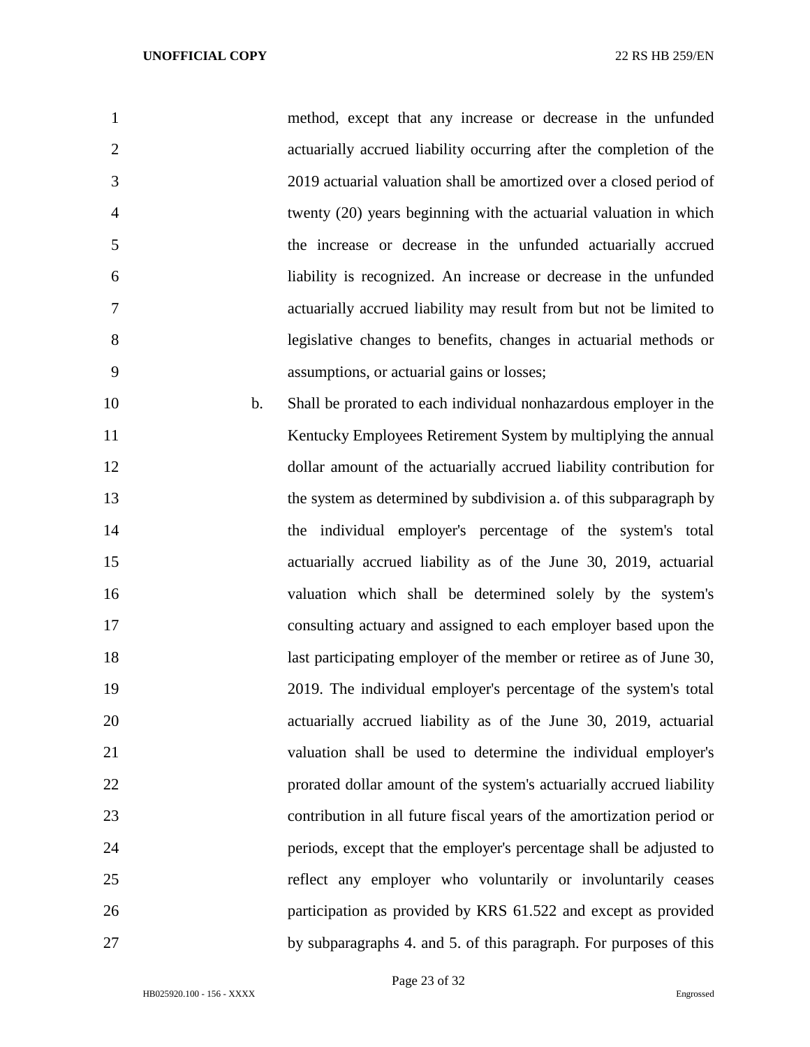method, except that any increase or decrease in the unfunded actuarially accrued liability occurring after the completion of the 2019 actuarial valuation shall be amortized over a closed period of twenty (20) years beginning with the actuarial valuation in which the increase or decrease in the unfunded actuarially accrued liability is recognized. An increase or decrease in the unfunded actuarially accrued liability may result from but not be limited to legislative changes to benefits, changes in actuarial methods or assumptions, or actuarial gains or losses;

b. Shall be prorated to each individual nonhazardous employer in the Kentucky Employees Retirement System by multiplying the annual dollar amount of the actuarially accrued liability contribution for the system as determined by subdivision a. of this subparagraph by the individual employer's percentage of the system's total actuarially accrued liability as of the June 30, 2019, actuarial valuation which shall be determined solely by the system's consulting actuary and assigned to each employer based upon the last participating employer of the member or retiree as of June 30, 2019. The individual employer's percentage of the system's total actuarially accrued liability as of the June 30, 2019, actuarial valuation shall be used to determine the individual employer's prorated dollar amount of the system's actuarially accrued liability contribution in all future fiscal years of the amortization period or periods, except that the employer's percentage shall be adjusted to reflect any employer who voluntarily or involuntarily ceases participation as provided by KRS 61.522 and except as provided by subparagraphs 4. and 5. of this paragraph. For purposes of this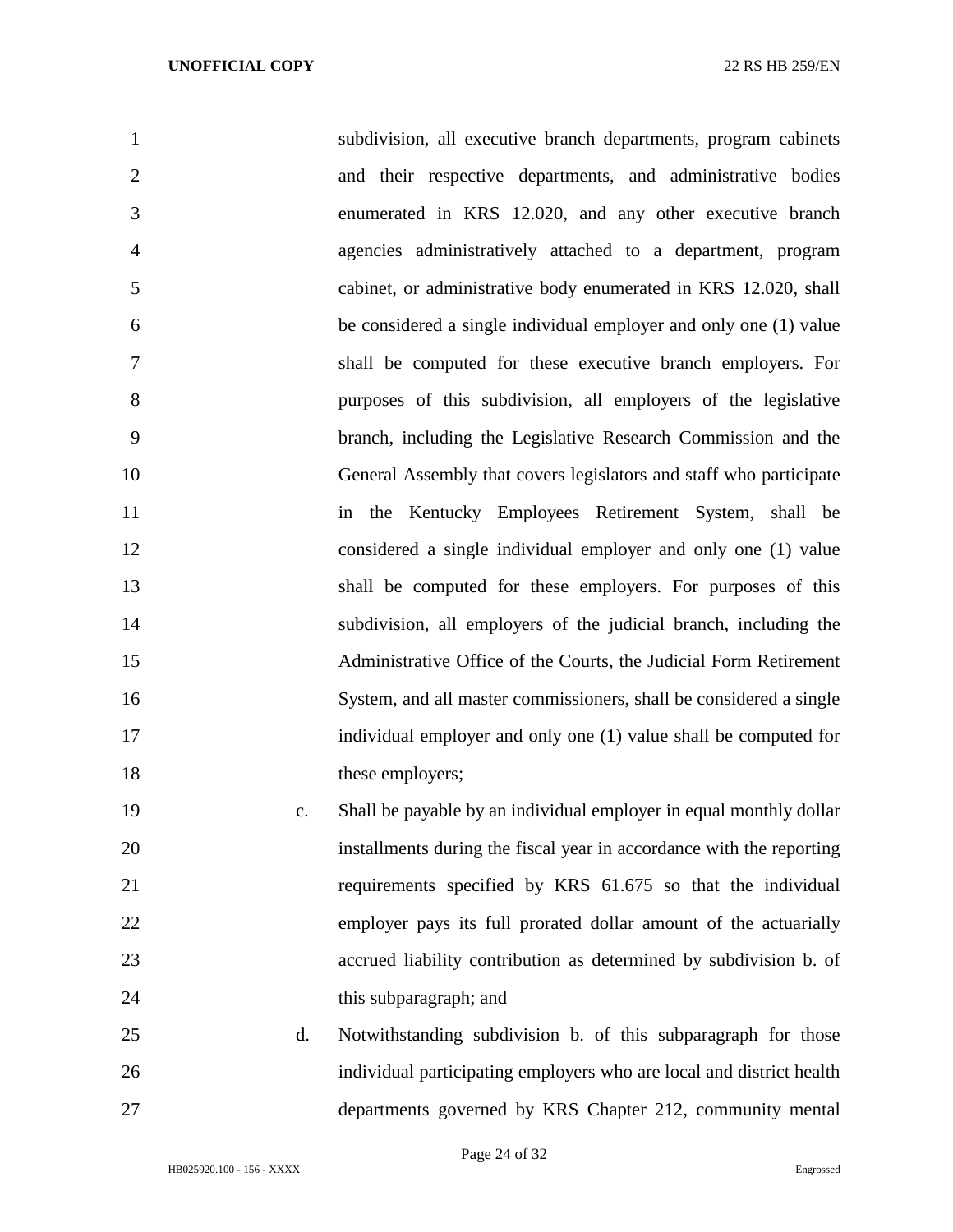subdivision, all executive branch departments, program cabinets and their respective departments, and administrative bodies enumerated in KRS 12.020, and any other executive branch agencies administratively attached to a department, program cabinet, or administrative body enumerated in KRS 12.020, shall be considered a single individual employer and only one (1) value shall be computed for these executive branch employers. For purposes of this subdivision, all employers of the legislative branch, including the Legislative Research Commission and the General Assembly that covers legislators and staff who participate in the Kentucky Employees Retirement System, shall be considered a single individual employer and only one (1) value shall be computed for these employers. For purposes of this subdivision, all employers of the judicial branch, including the Administrative Office of the Courts, the Judicial Form Retirement System, and all master commissioners, shall be considered a single individual employer and only one (1) value shall be computed for these employers;

c. Shall be payable by an individual employer in equal monthly dollar installments during the fiscal year in accordance with the reporting requirements specified by KRS 61.675 so that the individual employer pays its full prorated dollar amount of the actuarially accrued liability contribution as determined by subdivision b. of this subparagraph; and

d. Notwithstanding subdivision b. of this subparagraph for those individual participating employers who are local and district health departments governed by KRS Chapter 212, community mental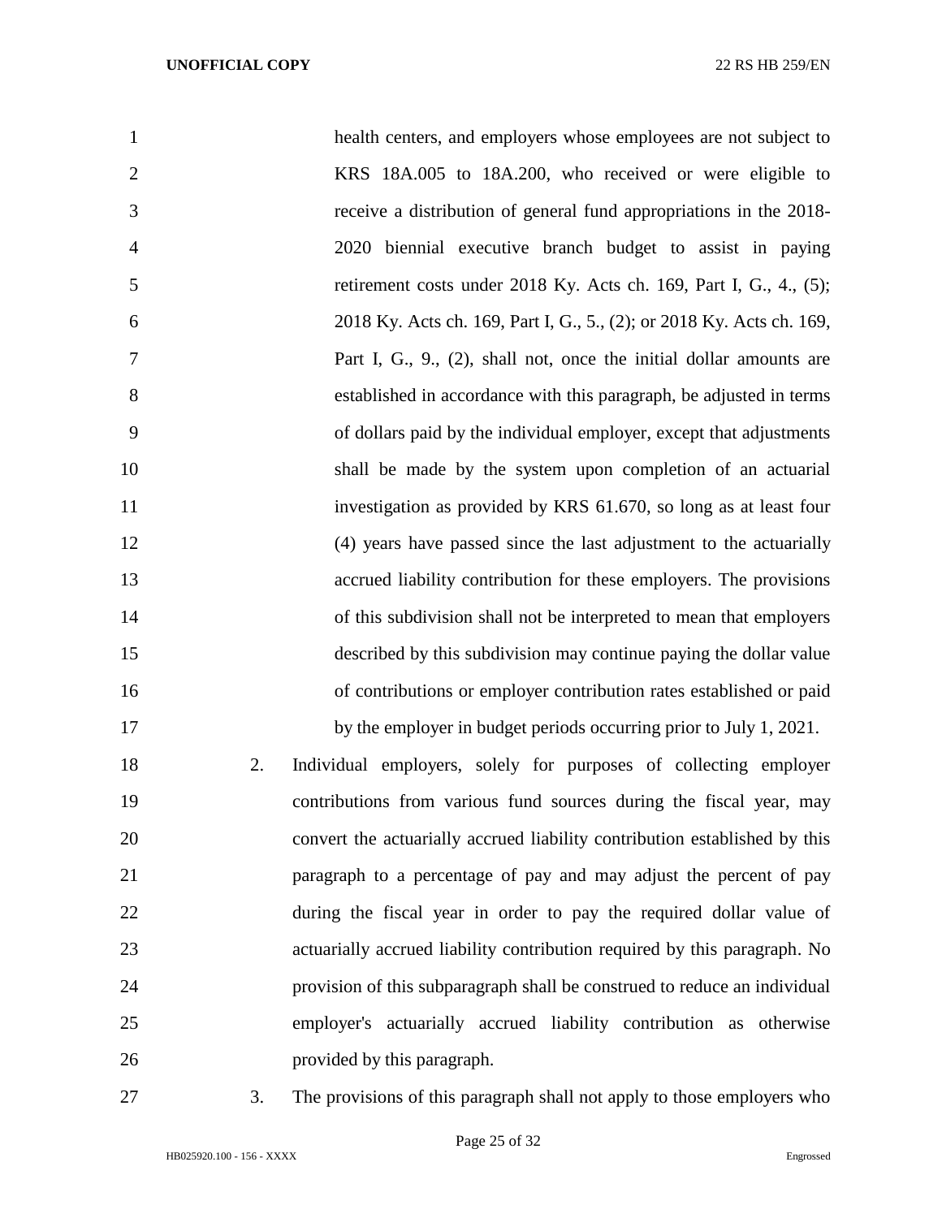health centers, and employers whose employees are not subject to KRS 18A.005 to 18A.200, who received or were eligible to receive a distribution of general fund appropriations in the 2018-2020 biennial executive branch budget to assist in paying retirement costs under 2018 Ky. Acts ch. 169, Part I, G., 4., (5); 2018 Ky. Acts ch. 169, Part I, G., 5., (2); or 2018 Ky. Acts ch. 169, Part I, G., 9., (2), shall not, once the initial dollar amounts are established in accordance with this paragraph, be adjusted in terms of dollars paid by the individual employer, except that adjustments shall be made by the system upon completion of an actuarial investigation as provided by KRS 61.670, so long as at least four (4) years have passed since the last adjustment to the actuarially accrued liability contribution for these employers. The provisions of this subdivision shall not be interpreted to mean that employers described by this subdivision may continue paying the dollar value of contributions or employer contribution rates established or paid by the employer in budget periods occurring prior to July 1, 2021.

2. Individual employers, solely for purposes of collecting employer contributions from various fund sources during the fiscal year, may convert the actuarially accrued liability contribution established by this paragraph to a percentage of pay and may adjust the percent of pay during the fiscal year in order to pay the required dollar value of actuarially accrued liability contribution required by this paragraph. No provision of this subparagraph shall be construed to reduce an individual employer's actuarially accrued liability contribution as otherwise provided by this paragraph.

3. The provisions of this paragraph shall not apply to those employers who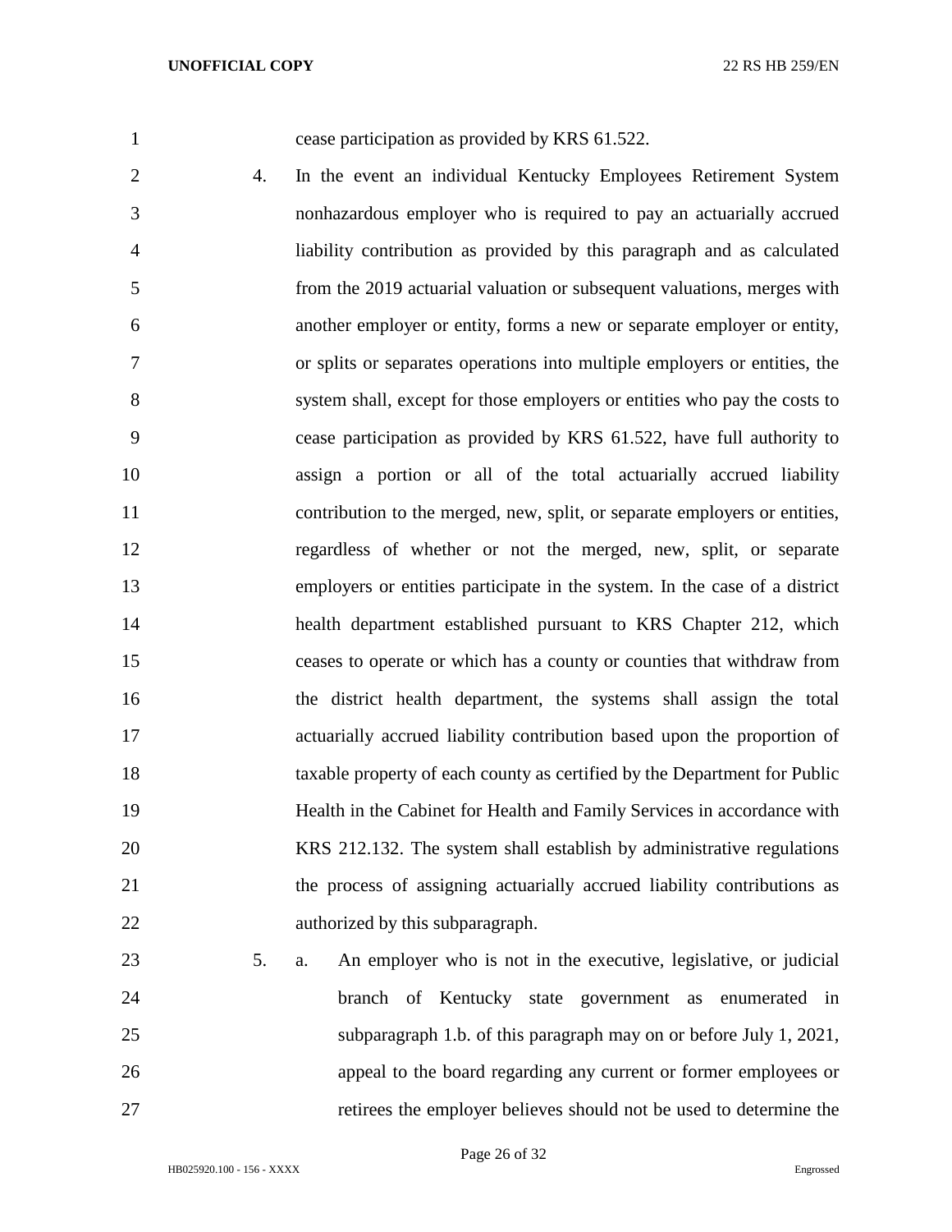cease participation as provided by KRS 61.522.

4. In the event an individual Kentucky Employees Retirement System nonhazardous employer who is required to pay an actuarially accrued liability contribution as provided by this paragraph and as calculated from the 2019 actuarial valuation or subsequent valuations, merges with another employer or entity, forms a new or separate employer or entity, or splits or separates operations into multiple employers or entities, the system shall, except for those employers or entities who pay the costs to cease participation as provided by KRS 61.522, have full authority to assign a portion or all of the total actuarially accrued liability contribution to the merged, new, split, or separate employers or entities, regardless of whether or not the merged, new, split, or separate employers or entities participate in the system. In the case of a district health department established pursuant to KRS Chapter 212, which ceases to operate or which has a county or counties that withdraw from the district health department, the systems shall assign the total actuarially accrued liability contribution based upon the proportion of taxable property of each county as certified by the Department for Public Health in the Cabinet for Health and Family Services in accordance with KRS 212.132. The system shall establish by administrative regulations the process of assigning actuarially accrued liability contributions as authorized by this subparagraph.

5. a. An employer who is not in the executive, legislative, or judicial branch of Kentucky state government as enumerated in subparagraph 1.b. of this paragraph may on or before July 1, 2021, appeal to the board regarding any current or former employees or retirees the employer believes should not be used to determine the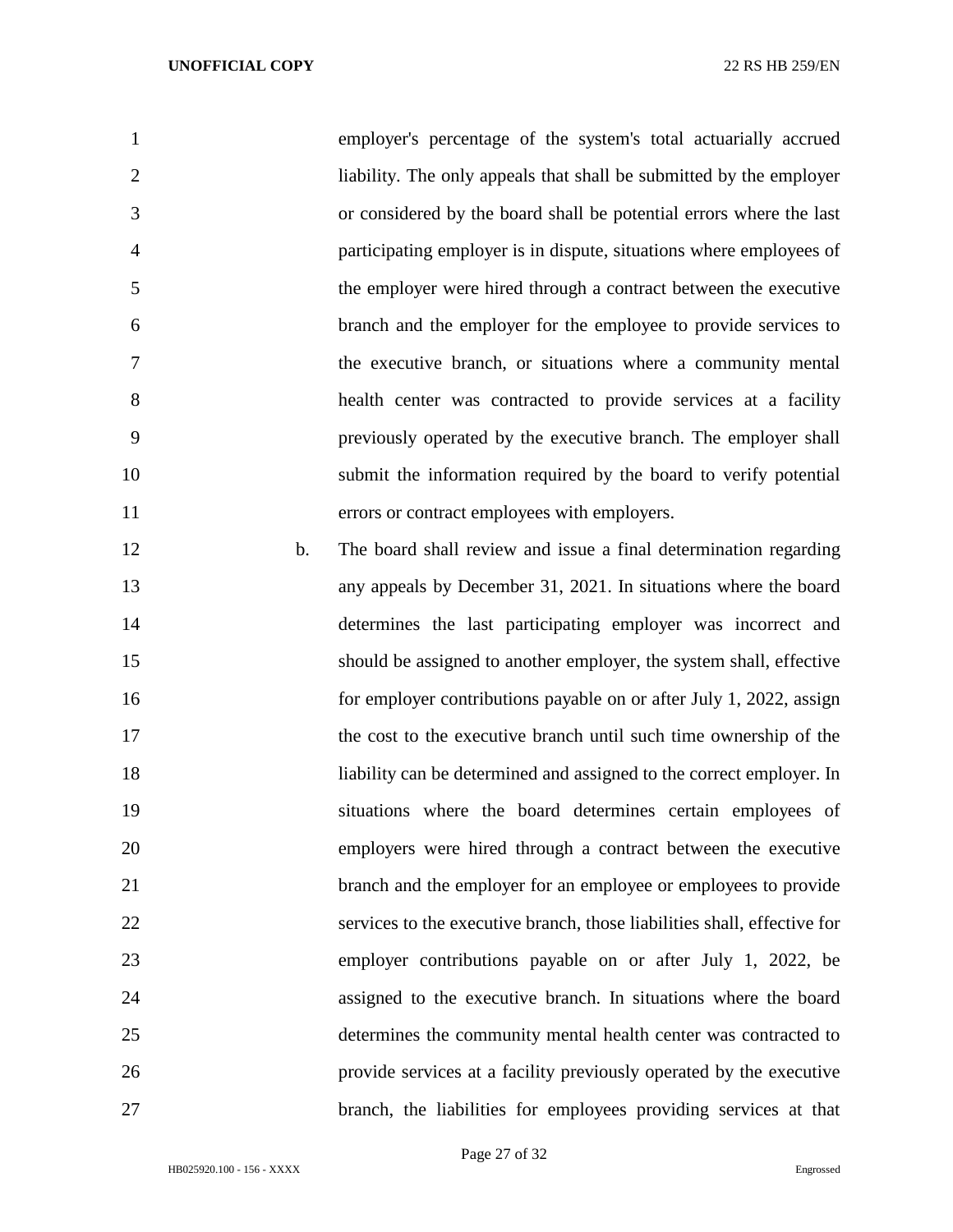employer's percentage of the system's total actuarially accrued liability. The only appeals that shall be submitted by the employer or considered by the board shall be potential errors where the last participating employer is in dispute, situations where employees of the employer were hired through a contract between the executive branch and the employer for the employee to provide services to the executive branch, or situations where a community mental health center was contracted to provide services at a facility previously operated by the executive branch. The employer shall submit the information required by the board to verify potential errors or contract employees with employers.

b. The board shall review and issue a final determination regarding any appeals by December 31, 2021. In situations where the board determines the last participating employer was incorrect and should be assigned to another employer, the system shall, effective for employer contributions payable on or after July 1, 2022, assign the cost to the executive branch until such time ownership of the liability can be determined and assigned to the correct employer. In situations where the board determines certain employees of employers were hired through a contract between the executive branch and the employer for an employee or employees to provide services to the executive branch, those liabilities shall, effective for employer contributions payable on or after July 1, 2022, be assigned to the executive branch. In situations where the board determines the community mental health center was contracted to provide services at a facility previously operated by the executive branch, the liabilities for employees providing services at that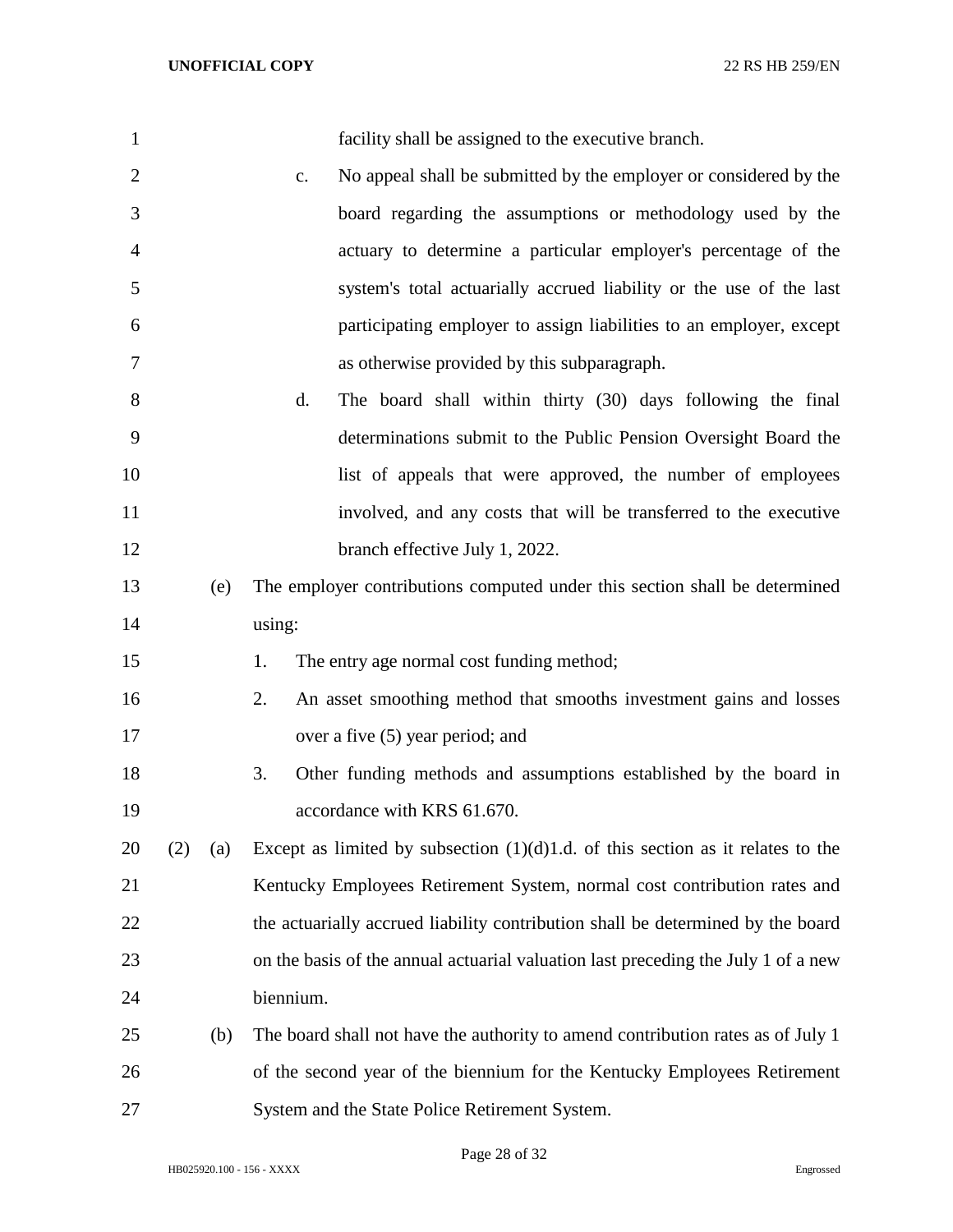facility shall be assigned to the executive branch.

c. No appeal shall be submitted by the employer or considered by the board regarding the assumptions or methodology used by the actuary to determine a particular employer's percentage of the system's total actuarially accrued liability or the use of the last participating employer to assign liabilities to an employer, except as otherwise provided by this subparagraph.

d. The board shall within thirty (30) days following the final determinations submit to the Public Pension Oversight Board the list of appeals that were approved, the number of employees involved, and any costs that will be transferred to the executive branch effective July 1, 2022.

(e) The employer contributions computed under this section shall be determined using:

1. The entry age normal cost funding method;
2. An asset smoothing method that smooths investment gains and losses over a five (5) year period; and
3. Other funding methods and assumptions established by the board in accordance with KRS 61.670.

(2) (a) Except as limited by subsection (1)(d)1.d. of this section as it relates to the Kentucky Employees Retirement System, normal cost contribution rates and the actuarially accrued liability contribution shall be determined by the board on the basis of the annual actuarial valuation last preceding the July 1 of a new biennium.

(b) The board shall not have the authority to amend contribution rates as of July 1 of the second year of the biennium for the Kentucky Employees Retirement System and the State Police Retirement System.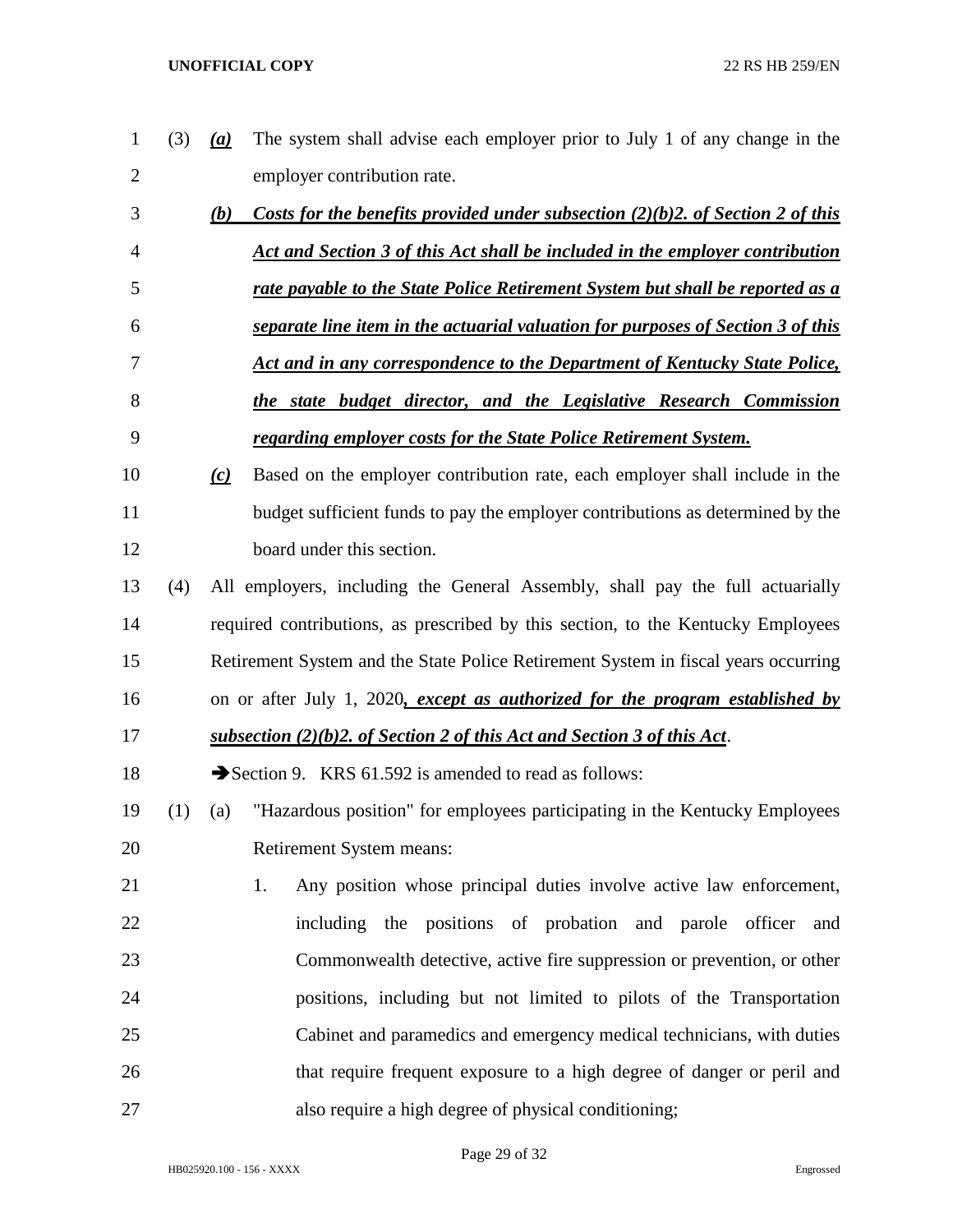(3) *(a)* The system shall advise each employer prior to July 1 of any change in the employer contribution rate.

*(b)* *Costs for the benefits provided under subsection (2)(b)2. of Section 2 of this Act and Section 3 of this Act shall be included in the employer contribution rate payable to the State Police Retirement System but shall be reported as a separate line item in the actuarial valuation for purposes of Section 3 of this Act and in any correspondence to the Department of Kentucky State Police, the state budget director, and the Legislative Research Commission regarding employer costs for the State Police Retirement System.*

*(c)* Based on the employer contribution rate, each employer shall include in the budget sufficient funds to pay the employer contributions as determined by the board under this section.

(4) All employers, including the General Assembly, shall pay the full actuarially required contributions, as prescribed by this section, to the Kentucky Employees Retirement System and the State Police Retirement System in fiscal years occurring on or after July 1, 2020*, except as authorized for the program established by subsection (2)(b)2. of Section 2 of this Act and Section 3 of this Act*.

➔Section 9. KRS 61.592 is amended to read as follows:

(1) (a) "Hazardous position" for employees participating in the Kentucky Employees Retirement System means:

1. Any position whose principal duties involve active law enforcement, including the positions of probation and parole officer and Commonwealth detective, active fire suppression or prevention, or other positions, including but not limited to pilots of the Transportation Cabinet and paramedics and emergency medical technicians, with duties that require frequent exposure to a high degree of danger or peril and also require a high degree of physical conditioning;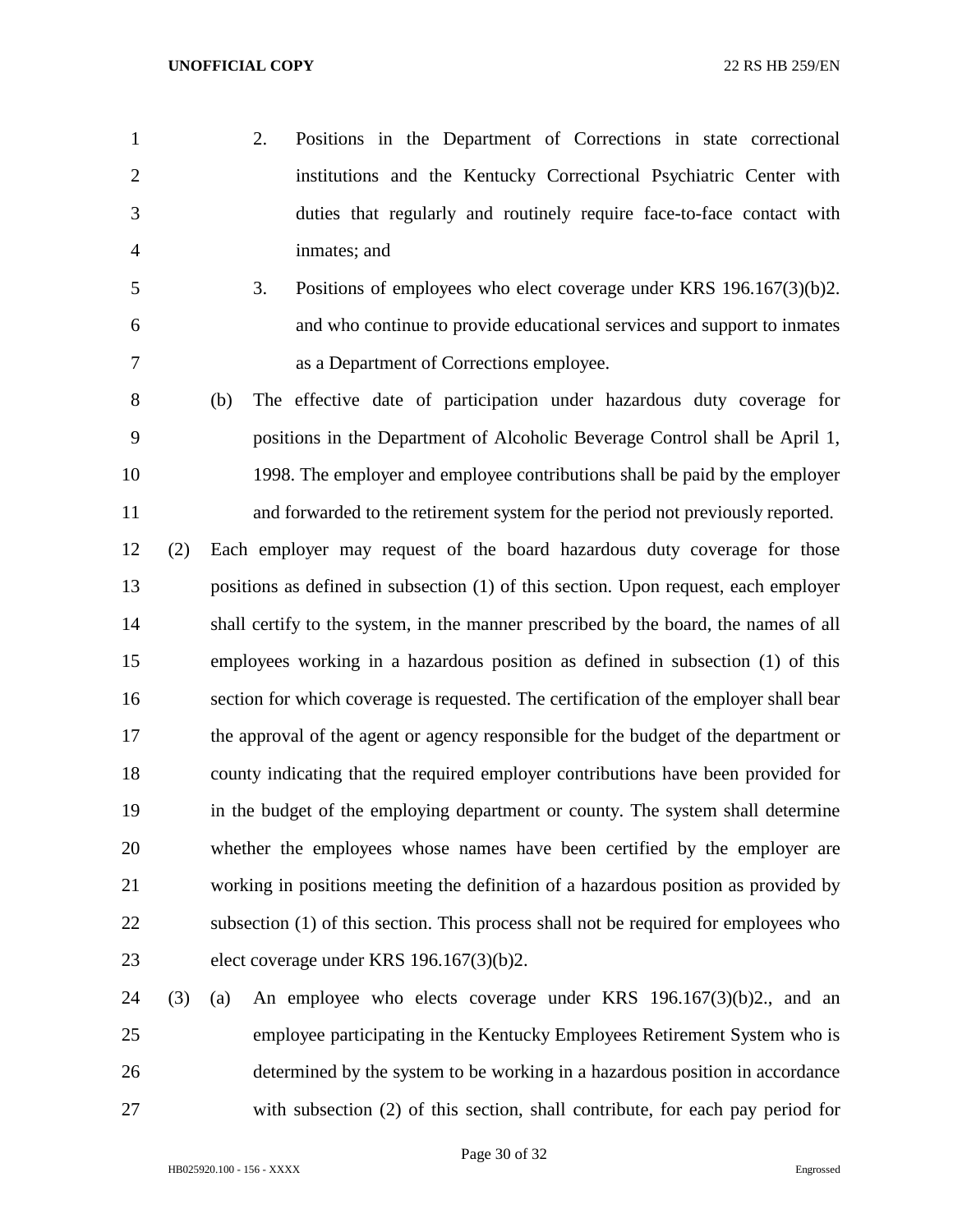2. Positions in the Department of Corrections in state correctional institutions and the Kentucky Correctional Psychiatric Center with duties that regularly and routinely require face-to-face contact with inmates; and

3. Positions of employees who elect coverage under KRS 196.167(3)(b)2. and who continue to provide educational services and support to inmates as a Department of Corrections employee.

(b) The effective date of participation under hazardous duty coverage for positions in the Department of Alcoholic Beverage Control shall be April 1, 1998. The employer and employee contributions shall be paid by the employer and forwarded to the retirement system for the period not previously reported.

(2) Each employer may request of the board hazardous duty coverage for those positions as defined in subsection (1) of this section. Upon request, each employer shall certify to the system, in the manner prescribed by the board, the names of all employees working in a hazardous position as defined in subsection (1) of this section for which coverage is requested. The certification of the employer shall bear the approval of the agent or agency responsible for the budget of the department or county indicating that the required employer contributions have been provided for in the budget of the employing department or county. The system shall determine whether the employees whose names have been certified by the employer are working in positions meeting the definition of a hazardous position as provided by subsection (1) of this section. This process shall not be required for employees who elect coverage under KRS 196.167(3)(b)2.

(3) (a) An employee who elects coverage under KRS 196.167(3)(b)2., and an employee participating in the Kentucky Employees Retirement System who is determined by the system to be working in a hazardous position in accordance with subsection (2) of this section, shall contribute, for each pay period for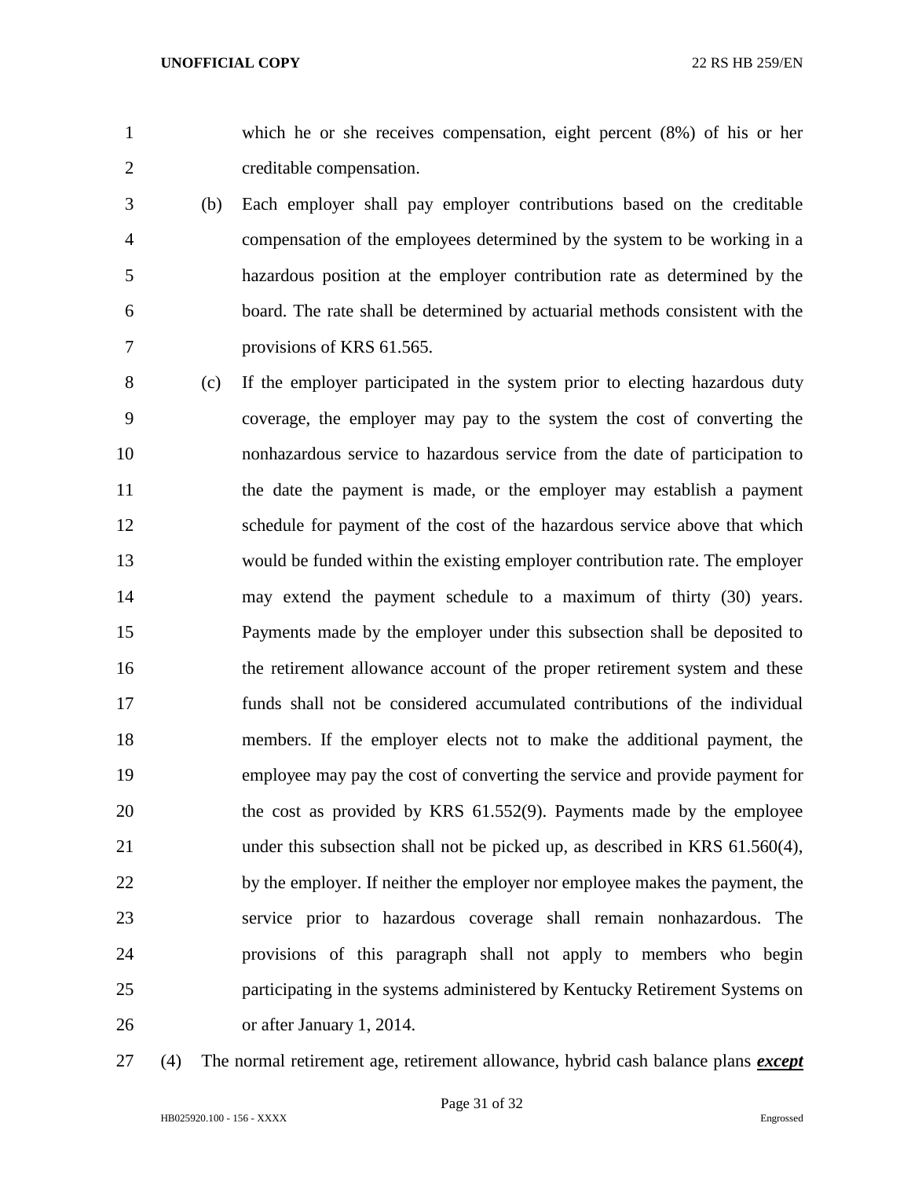which he or she receives compensation, eight percent (8%) of his or her creditable compensation.

(b) Each employer shall pay employer contributions based on the creditable compensation of the employees determined by the system to be working in a hazardous position at the employer contribution rate as determined by the board. The rate shall be determined by actuarial methods consistent with the provisions of KRS 61.565.

(c) If the employer participated in the system prior to electing hazardous duty coverage, the employer may pay to the system the cost of converting the nonhazardous service to hazardous service from the date of participation to the date the payment is made, or the employer may establish a payment schedule for payment of the cost of the hazardous service above that which would be funded within the existing employer contribution rate. The employer may extend the payment schedule to a maximum of thirty (30) years. Payments made by the employer under this subsection shall be deposited to the retirement allowance account of the proper retirement system and these funds shall not be considered accumulated contributions of the individual members. If the employer elects not to make the additional payment, the employee may pay the cost of converting the service and provide payment for the cost as provided by KRS 61.552(9). Payments made by the employee under this subsection shall not be picked up, as described in KRS 61.560(4), by the employer. If neither the employer nor employee makes the payment, the service prior to hazardous coverage shall remain nonhazardous. The provisions of this paragraph shall not apply to members who begin participating in the systems administered by Kentucky Retirement Systems on or after January 1, 2014.

(4) The normal retirement age, retirement allowance, hybrid cash balance plans ***except***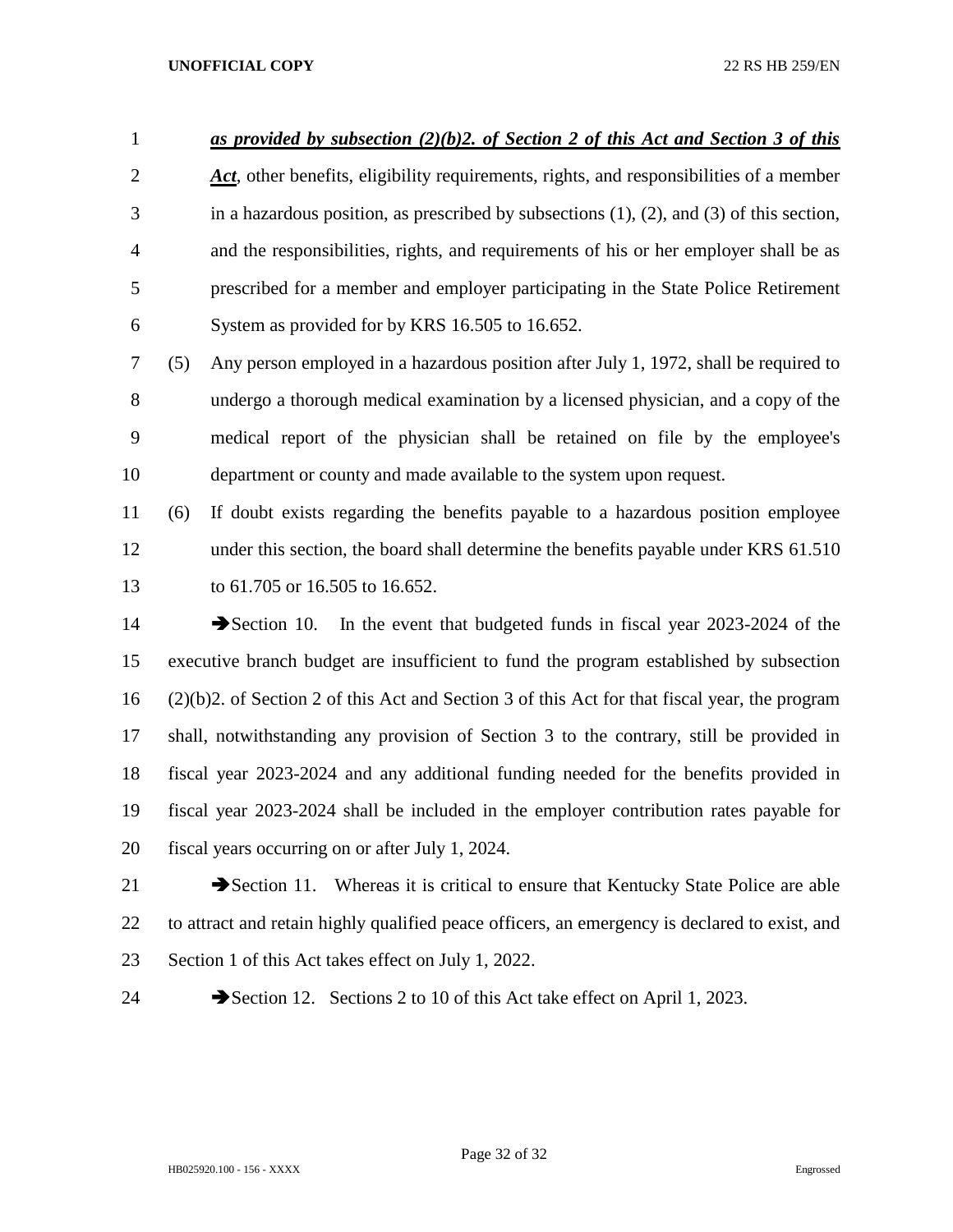***as provided by subsection (2)(b)2. of Section 2 of this Act and Section 3 of this Act***, other benefits, eligibility requirements, rights, and responsibilities of a member in a hazardous position, as prescribed by subsections (1), (2), and (3) of this section, and the responsibilities, rights, and requirements of his or her employer shall be as prescribed for a member and employer participating in the State Police Retirement System as provided for by KRS 16.505 to 16.652.

(5) Any person employed in a hazardous position after July 1, 1972, shall be required to undergo a thorough medical examination by a licensed physician, and a copy of the medical report of the physician shall be retained on file by the employee's department or county and made available to the system upon request.

(6) If doubt exists regarding the benefits payable to a hazardous position employee under this section, the board shall determine the benefits payable under KRS 61.510 to 61.705 or 16.505 to 16.652.

➔Section 10. In the event that budgeted funds in fiscal year 2023-2024 of the executive branch budget are insufficient to fund the program established by subsection (2)(b)2. of Section 2 of this Act and Section 3 of this Act for that fiscal year, the program shall, notwithstanding any provision of Section 3 to the contrary, still be provided in fiscal year 2023-2024 and any additional funding needed for the benefits provided in fiscal year 2023-2024 shall be included in the employer contribution rates payable for fiscal years occurring on or after July 1, 2024.

➔Section 11. Whereas it is critical to ensure that Kentucky State Police are able to attract and retain highly qualified peace officers, an emergency is declared to exist, and Section 1 of this Act takes effect on July 1, 2022.

➔Section 12. Sections 2 to 10 of this Act take effect on April 1, 2023.